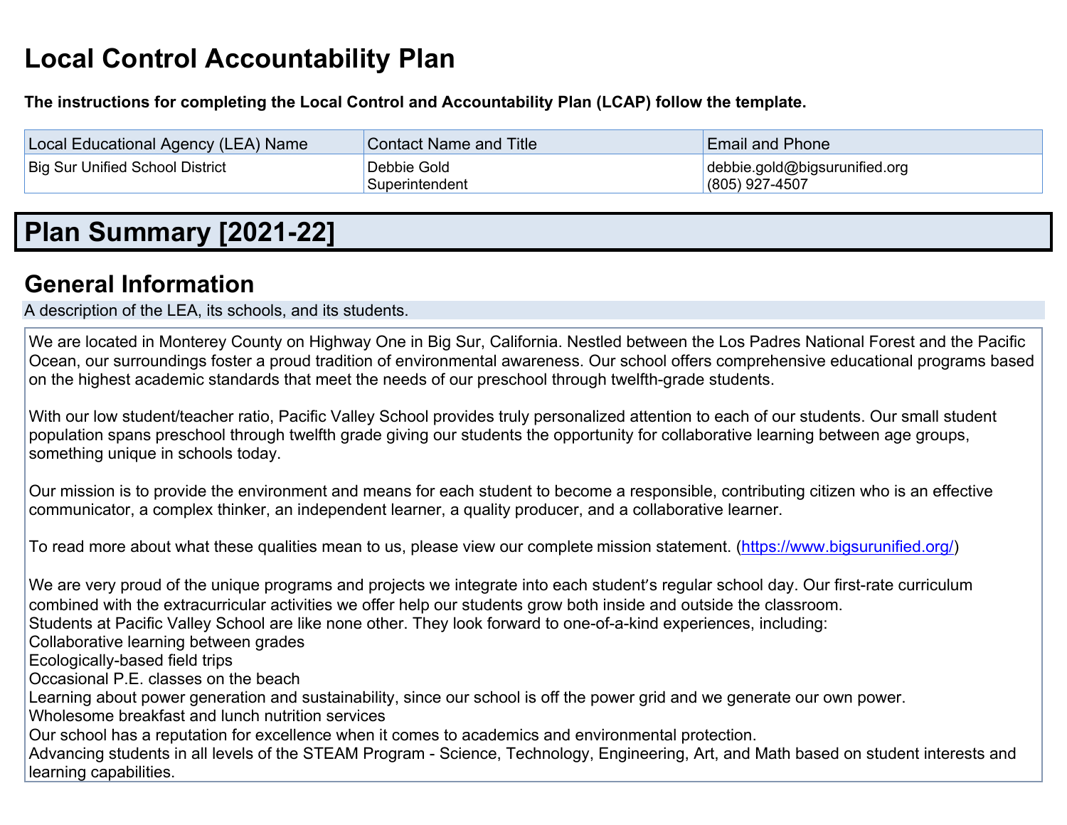# Local Control Accountability Plan

**The instructions for completing the Local Control and Accountability Plan (LCAP) follow the template.**

| Local Educational Agency (LEA) Name | Contact Name and Title | Email and Phone |
| --- | --- | --- |
| Big Sur Unified School District | Debbie Gold<br>Superintendent | debbie.gold@bigsurunified.org<br>(805) 927-4507 |

# Plan Summary [2021-22]

## General Information

A description of the LEA, its schools, and its students.

We are located in Monterey County on Highway One in Big Sur, California. Nestled between the Los Padres National Forest and the Pacific Ocean, our surroundings foster a proud tradition of environmental awareness. Our school offers comprehensive educational programs based on the highest academic standards that meet the needs of our preschool through twelfth-grade students.

With our low student/teacher ratio, Pacific Valley School provides truly personalized attention to each of our students. Our small student population spans preschool through twelfth grade giving our students the opportunity for collaborative learning between age groups, something unique in schools today.

Our mission is to provide the environment and means for each student to become a responsible, contributing citizen who is an effective communicator, a complex thinker, an independent learner, a quality producer, and a collaborative learner.

To read more about what these qualities mean to us, please view our complete mission statement. (https://www.bigsurunified.org/)

We are very proud of the unique programs and projects we integrate into each student's regular school day. Our first-rate curriculum combined with the extracurricular activities we offer help our students grow both inside and outside the classroom.
Students at Pacific Valley School are like none other. They look forward to one-of-a-kind experiences, including:
Collaborative learning between grades
Ecologically-based field trips
Occasional P.E. classes on the beach
Learning about power generation and sustainability, since our school is off the power grid and we generate our own power.
Wholesome breakfast and lunch nutrition services
Our school has a reputation for excellence when it comes to academics and environmental protection.
Advancing students in all levels of the STEAM Program - Science, Technology, Engineering, Art, and Math based on student interests and learning capabilities.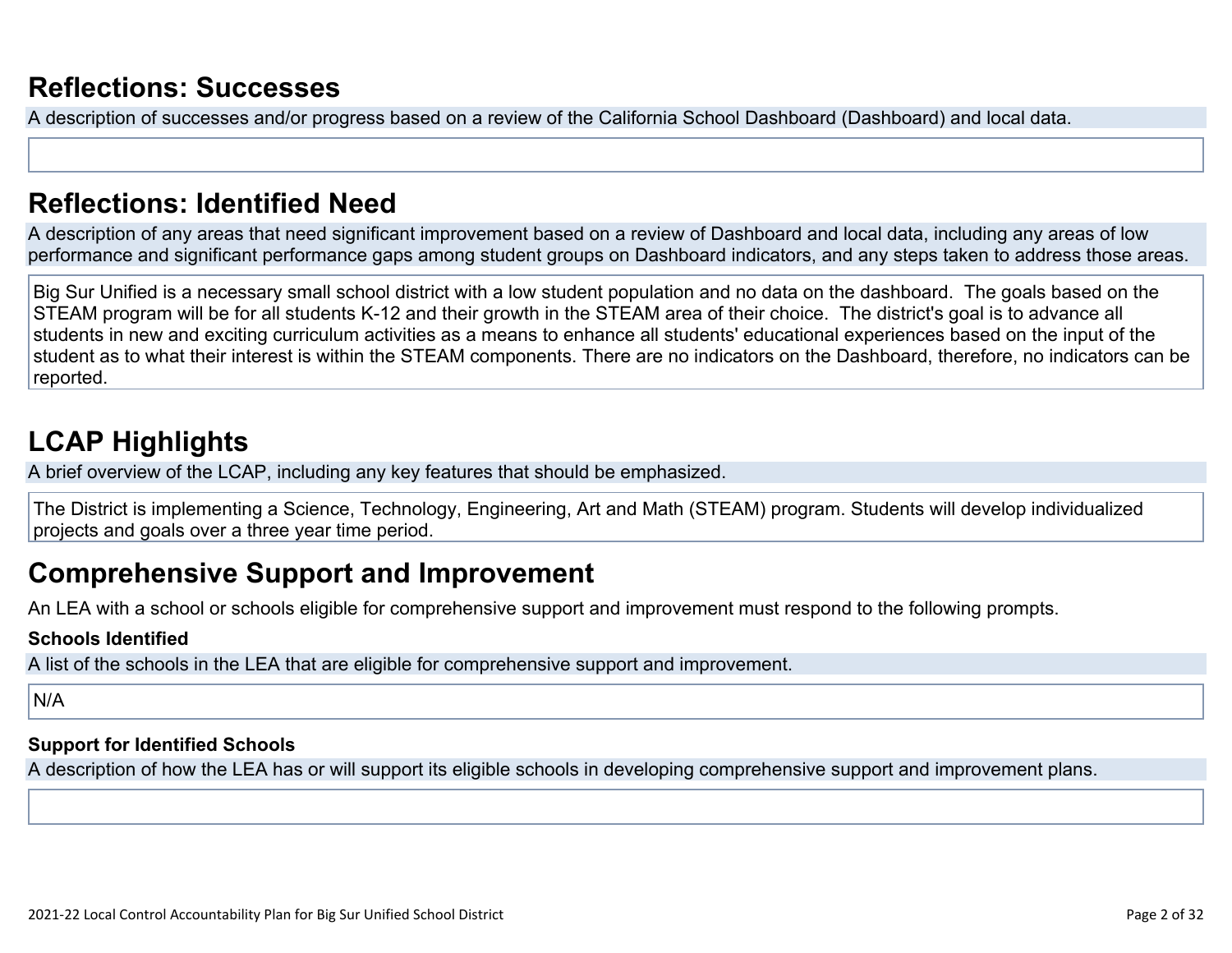## Reflections: Successes

A description of successes and/or progress based on a review of the California School Dashboard (Dashboard) and local data.

## Reflections: Identified Need

A description of any areas that need significant improvement based on a review of Dashboard and local data, including any areas of low performance and significant performance gaps among student groups on Dashboard indicators, and any steps taken to address those areas.

Big Sur Unified is a necessary small school district with a low student population and no data on the dashboard.  The goals based on the STEAM program will be for all students K-12 and their growth in the STEAM area of their choice.  The district's goal is to advance all students in new and exciting curriculum activities as a means to enhance all students' educational experiences based on the input of the student as to what their interest is within the STEAM components. There are no indicators on the Dashboard, therefore, no indicators can be reported.

## LCAP Highlights

A brief overview of the LCAP, including any key features that should be emphasized.

The District is implementing a Science, Technology, Engineering, Art and Math (STEAM) program. Students will develop individualized projects and goals over a three year time period.

## Comprehensive Support and Improvement

An LEA with a school or schools eligible for comprehensive support and improvement must respond to the following prompts.

### Schools Identified

A list of the schools in the LEA that are eligible for comprehensive support and improvement.

N/A

### Support for Identified Schools

A description of how the LEA has or will support its eligible schools in developing comprehensive support and improvement plans.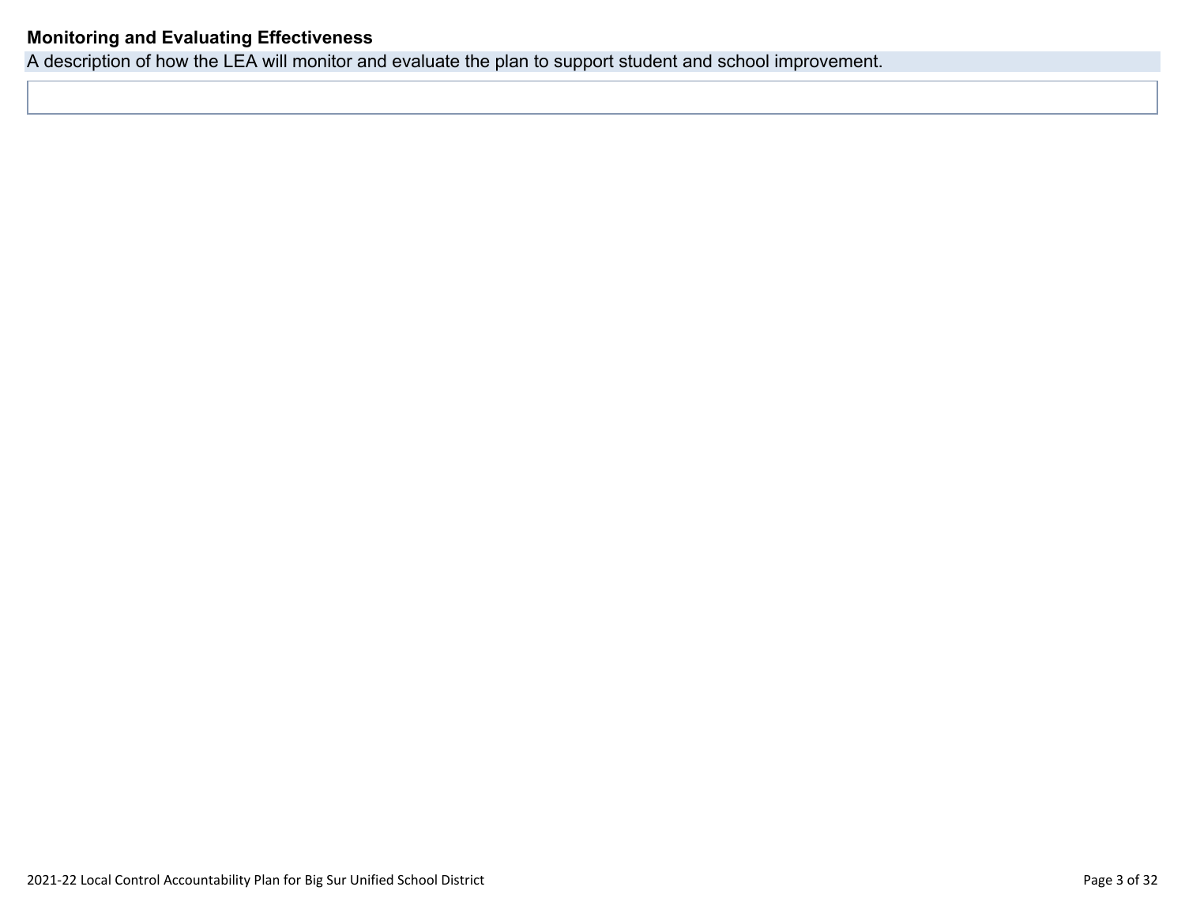### Monitoring and Evaluating Effectiveness

A description of how the LEA will monitor and evaluate the plan to support student and school improvement.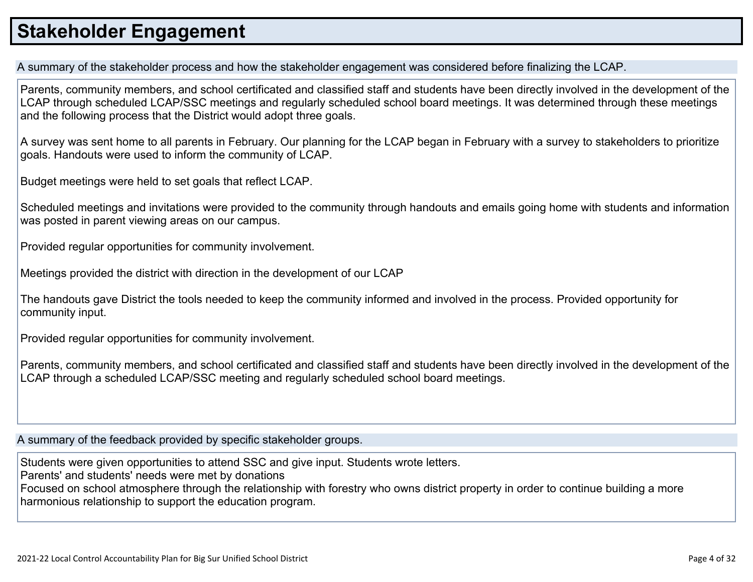# Stakeholder Engagement

## A summary of the stakeholder process and how the stakeholder engagement was considered before finalizing the LCAP.

Parents, community members, and school certificated and classified staff and students have been directly involved in the development of the LCAP through scheduled LCAP/SSC meetings and regularly scheduled school board meetings. It was determined through these meetings and the following process that the District would adopt three goals.

A survey was sent home to all parents in February. Our planning for the LCAP began in February with a survey to stakeholders to prioritize goals. Handouts were used to inform the community of LCAP.

Budget meetings were held to set goals that reflect LCAP.

Scheduled meetings and invitations were provided to the community through handouts and emails going home with students and information was posted in parent viewing areas on our campus.

Provided regular opportunities for community involvement.

Meetings provided the district with direction in the development of our LCAP

The handouts gave District the tools needed to keep the community informed and involved in the process. Provided opportunity for community input.

Provided regular opportunities for community involvement.

Parents, community members, and school certificated and classified staff and students have been directly involved in the development of the LCAP through a scheduled LCAP/SSC meeting and regularly scheduled school board meetings.

## A summary of the feedback provided by specific stakeholder groups.

Students were given opportunities to attend SSC and give input. Students wrote letters.
Parents' and students' needs were met by donations
Focused on school atmosphere through the relationship with forestry who owns district property in order to continue building a more harmonious relationship to support the education program.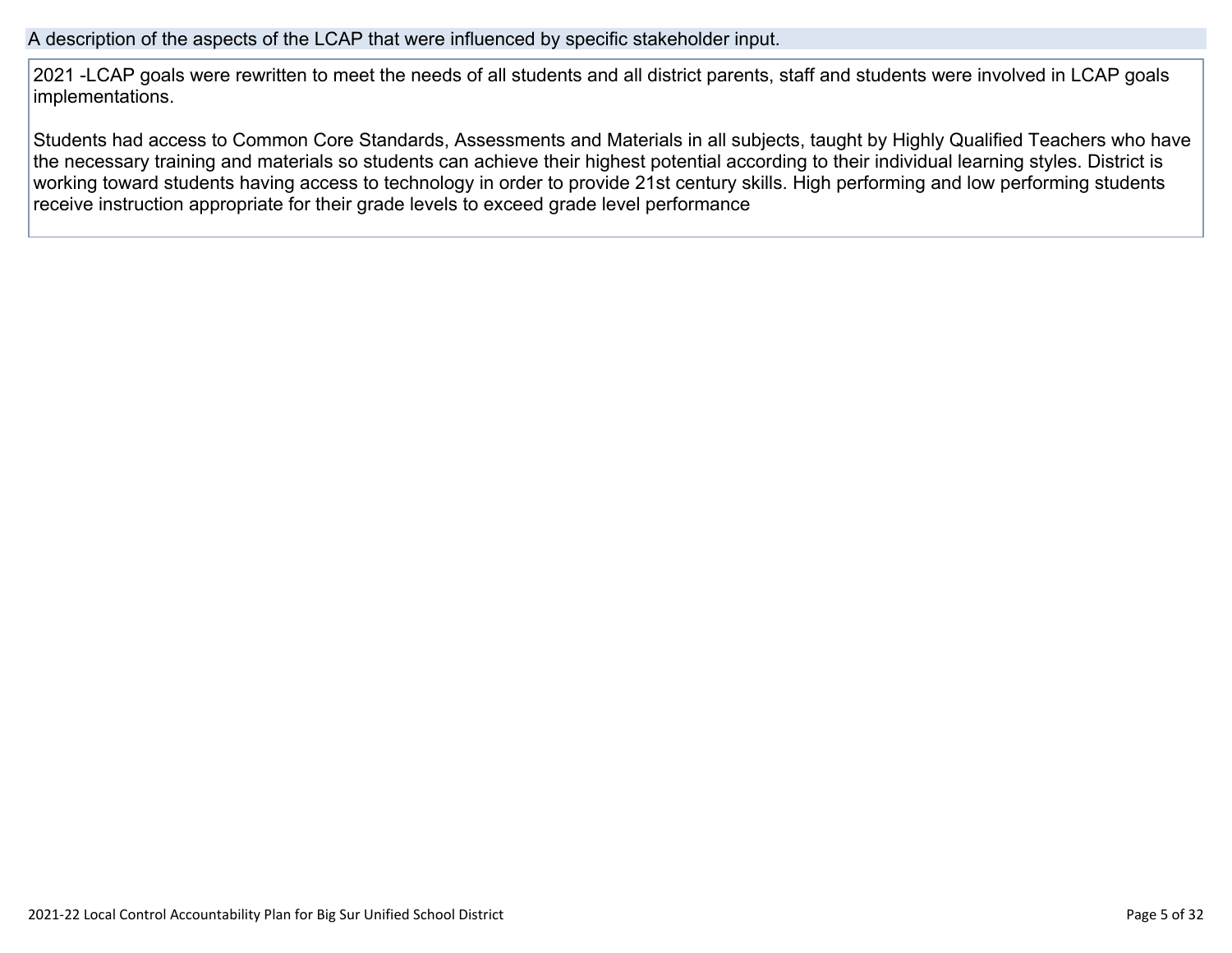## A description of the aspects of the LCAP that were influenced by specific stakeholder input.

2021 -LCAP goals were rewritten to meet the needs of all students and all district parents, staff and students were involved in LCAP goals implementations.

Students had access to Common Core Standards, Assessments and Materials in all subjects, taught by Highly Qualified Teachers who have the necessary training and materials so students can achieve their highest potential according to their individual learning styles. District is working toward students having access to technology in order to provide 21st century skills. High performing and low performing students receive instruction appropriate for their grade levels to exceed grade level performance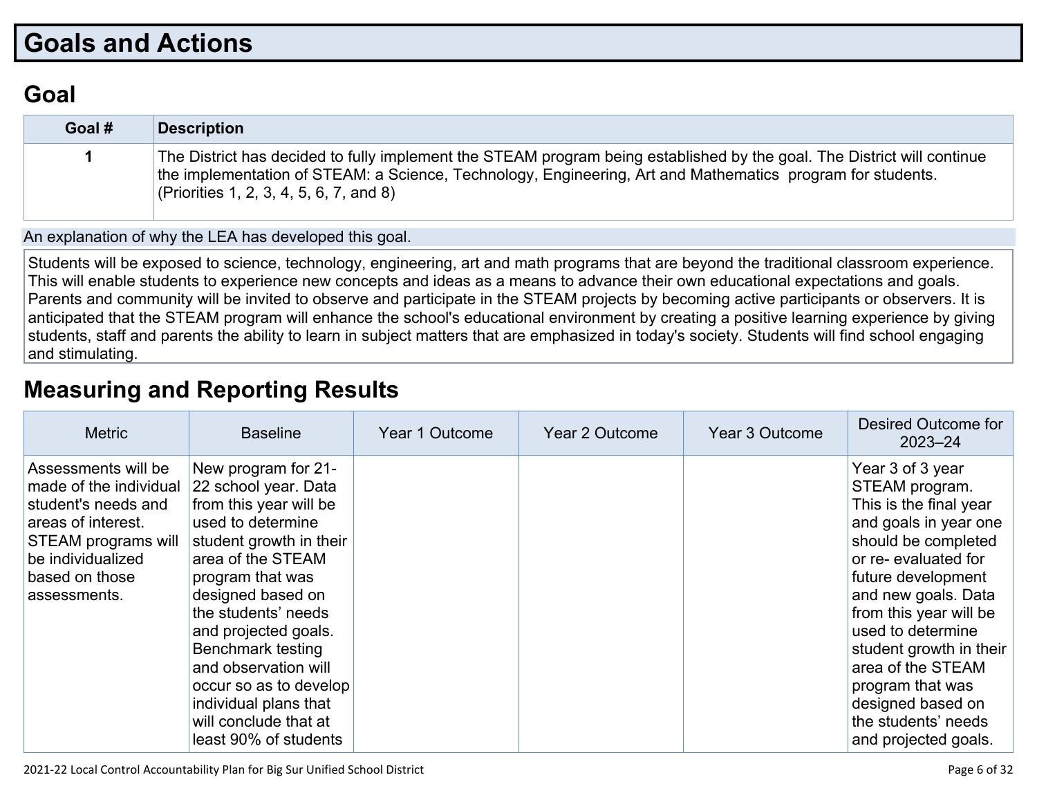# Goals and Actions

## Goal

| Goal # | Description |
|---|---|
| 1 | The District has decided to fully implement the STEAM program being established by the goal. The District will continue the implementation of STEAM: a Science, Technology, Engineering, Art and Mathematics program for students. (Priorities 1, 2, 3, 4, 5, 6, 7, and 8) |

An explanation of why the LEA has developed this goal.

Students will be exposed to science, technology, engineering, art and math programs that are beyond the traditional classroom experience. This will enable students to experience new concepts and ideas as a means to advance their own educational expectations and goals. Parents and community will be invited to observe and participate in the STEAM projects by becoming active participants or observers. It is anticipated that the STEAM program will enhance the school's educational environment by creating a positive learning experience by giving students, staff and parents the ability to learn in subject matters that are emphasized in today's society. Students will find school engaging and stimulating.

# Measuring and Reporting Results

| Metric | Baseline | Year 1 Outcome | Year 2 Outcome | Year 3 Outcome | Desired Outcome for 2023–24 |
|---|---|---|---|---|---|
| Assessments will be made of the individual student's needs and areas of interest. STEAM programs will be individualized based on those assessments. | New program for 21-22 school year. Data from this year will be used to determine student growth in their area of the STEAM program that was designed based on the students' needs and projected goals. Benchmark testing and observation will occur so as to develop individual plans that will conclude that at least 90% of students | | | | Year 3 of 3 year STEAM program. This is the final year and goals in year one should be completed or re- evaluated for future development and new goals. Data from this year will be used to determine student growth in their area of the STEAM program that was designed based on the students' needs and projected goals. |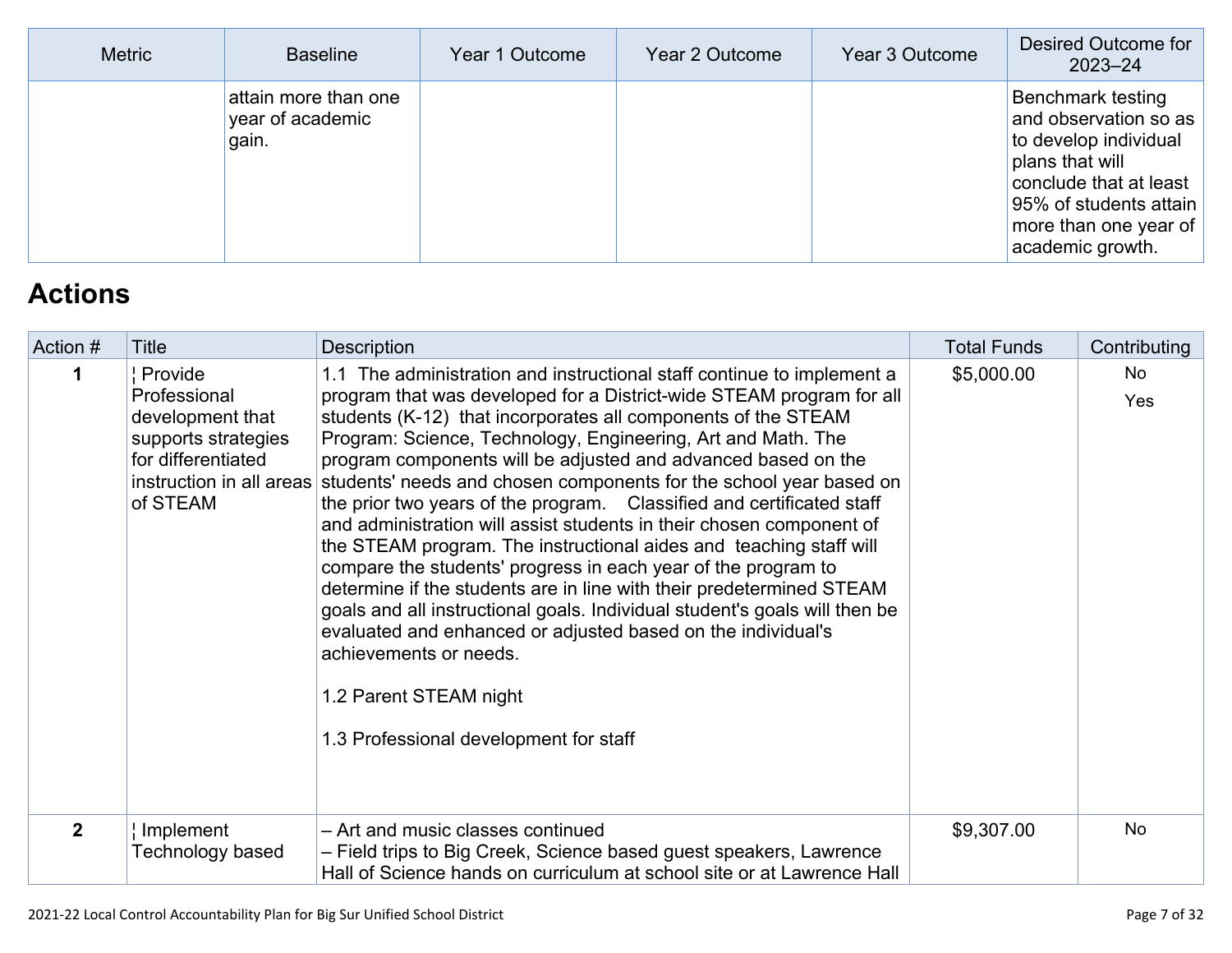| Metric | Baseline | Year 1 Outcome | Year 2 Outcome | Year 3 Outcome | Desired Outcome for 2023–24 |
|---|---|---|---|---|---|
| | attain more than one year of academic gain. | | | | Benchmark testing and observation so as to develop individual plans that will conclude that at least 95% of students attain more than one year of academic growth. |

# Actions

| Action # | Title | Description | Total Funds | Contributing |
|---|---|---|---|---|
| **1** | ¦ Provide Professional development that supports strategies for differentiated instruction in all areas of STEAM | 1.1 The administration and instructional staff continue to implement a program that was developed for a District-wide STEAM program for all students (K-12) that incorporates all components of the STEAM Program: Science, Technology, Engineering, Art and Math. The program components will be adjusted and advanced based on the students' needs and chosen components for the school year based on the prior two years of the program. Classified and certificated staff and administration will assist students in their chosen component of the STEAM program. The instructional aides and teaching staff will compare the students' progress in each year of the program to determine if the students are in line with their predetermined STEAM goals and all instructional goals. Individual student's goals will then be evaluated and enhanced or adjusted based on the individual's achievements or needs.<br><br>1.2 Parent STEAM night<br><br>1.3 Professional development for staff | $5,000.00 | No<br>Yes |
| **2** | ¦ Implement Technology based | – Art and music classes continued<br>– Field trips to Big Creek, Science based guest speakers, Lawrence Hall of Science hands on curriculum at school site or at Lawrence Hall | $9,307.00 | No |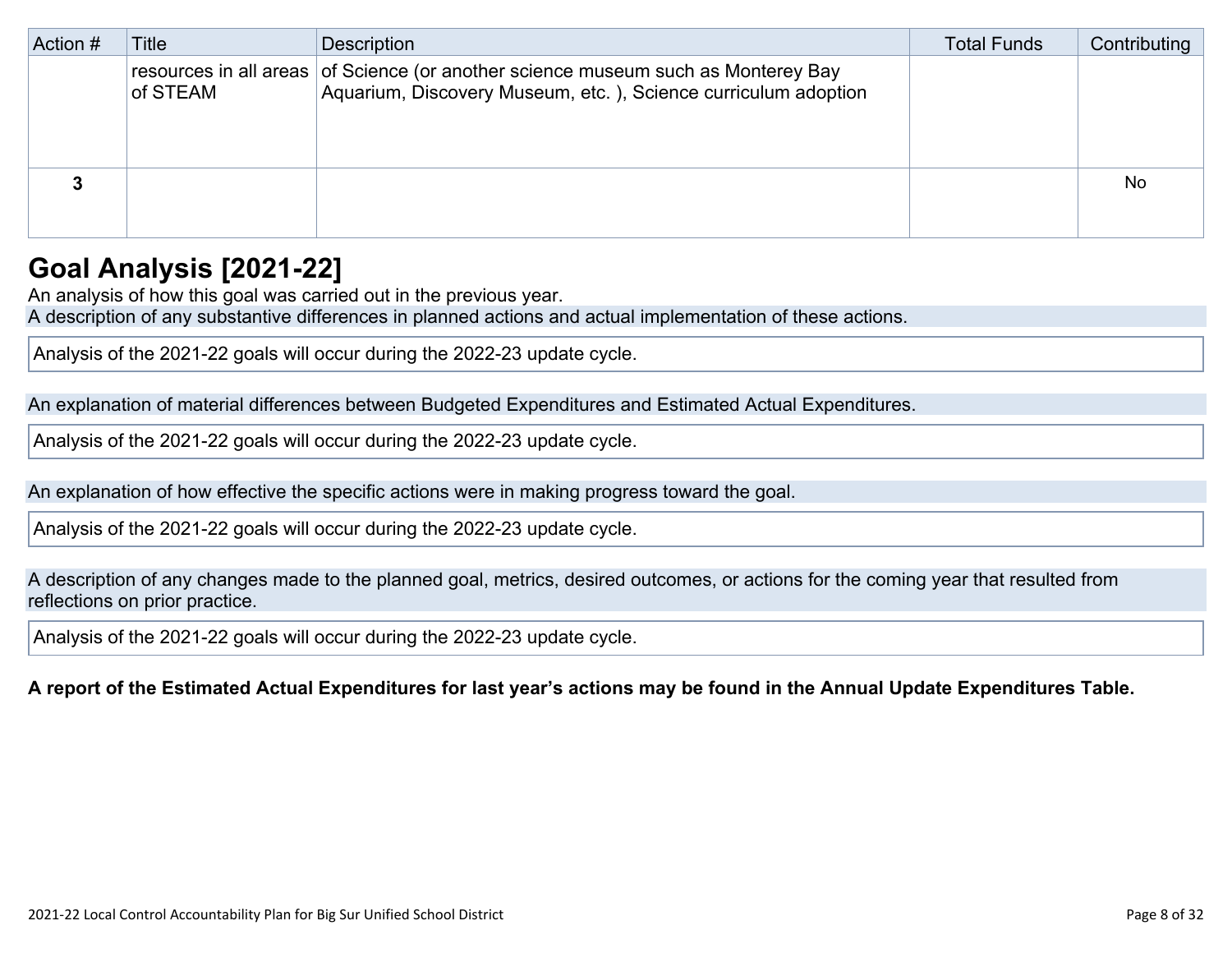| Action # | Title | Description | Total Funds | Contributing |
|---|---|---|---|---|
| | resources in all areas of STEAM | of Science (or another science museum such as Monterey Bay Aquarium, Discovery Museum, etc. ), Science curriculum adoption | | |
| **3** | | | | No |

## Goal Analysis [2021-22]

An analysis of how this goal was carried out in the previous year.

A description of any substantive differences in planned actions and actual implementation of these actions.

Analysis of the 2021-22 goals will occur during the 2022-23 update cycle.

An explanation of material differences between Budgeted Expenditures and Estimated Actual Expenditures.

Analysis of the 2021-22 goals will occur during the 2022-23 update cycle.

An explanation of how effective the specific actions were in making progress toward the goal.

Analysis of the 2021-22 goals will occur during the 2022-23 update cycle.

A description of any changes made to the planned goal, metrics, desired outcomes, or actions for the coming year that resulted from reflections on prior practice.

Analysis of the 2021-22 goals will occur during the 2022-23 update cycle.

**A report of the Estimated Actual Expenditures for last year's actions may be found in the Annual Update Expenditures Table.**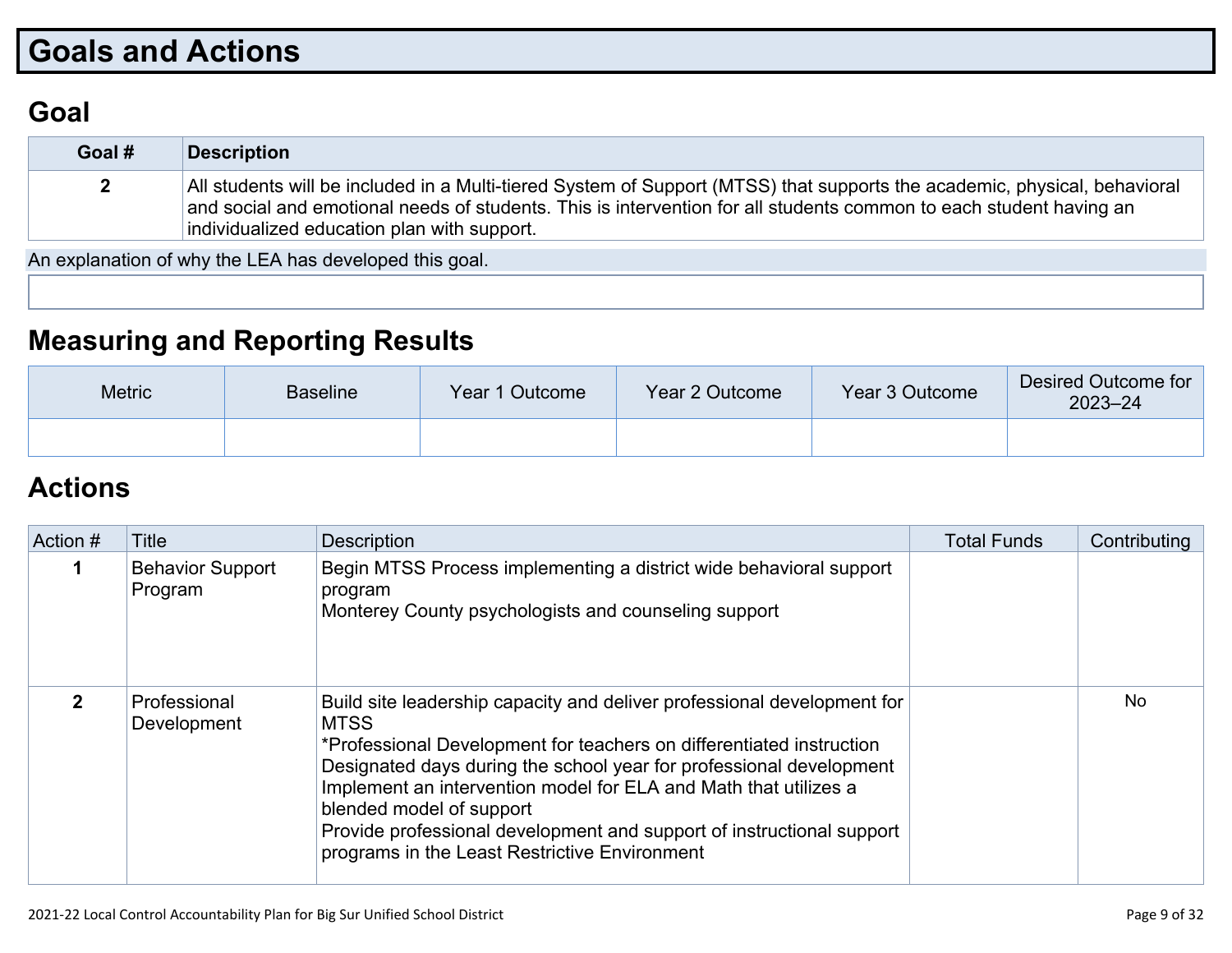# Goals and Actions

## Goal

| Goal # | Description |
|---|---|
| 2 | All students will be included in a Multi-tiered System of Support (MTSS) that supports the academic, physical, behavioral and social and emotional needs of students. This is intervention for all students common to each student having an individualized education plan with support. |

An explanation of why the LEA has developed this goal.

## Measuring and Reporting Results

| Metric | Baseline | Year 1 Outcome | Year 2 Outcome | Year 3 Outcome | Desired Outcome for 2023–24 |
|---|---|---|---|---|---|
| | | | | | |

## Actions

| Action # | Title | Description | Total Funds | Contributing |
|---|---|---|---|---|
| 1 | Behavior Support Program | Begin MTSS Process implementing a district wide behavioral support program<br>Monterey County psychologists and counseling support | | |
| 2 | Professional Development | Build site leadership capacity and deliver professional development for MTSS<br>*Professional Development for teachers on differentiated instruction<br>Designated days during the school year for professional development<br>Implement an intervention model for ELA and Math that utilizes a blended model of support<br>Provide professional development and support of instructional support programs in the Least Restrictive Environment | | No |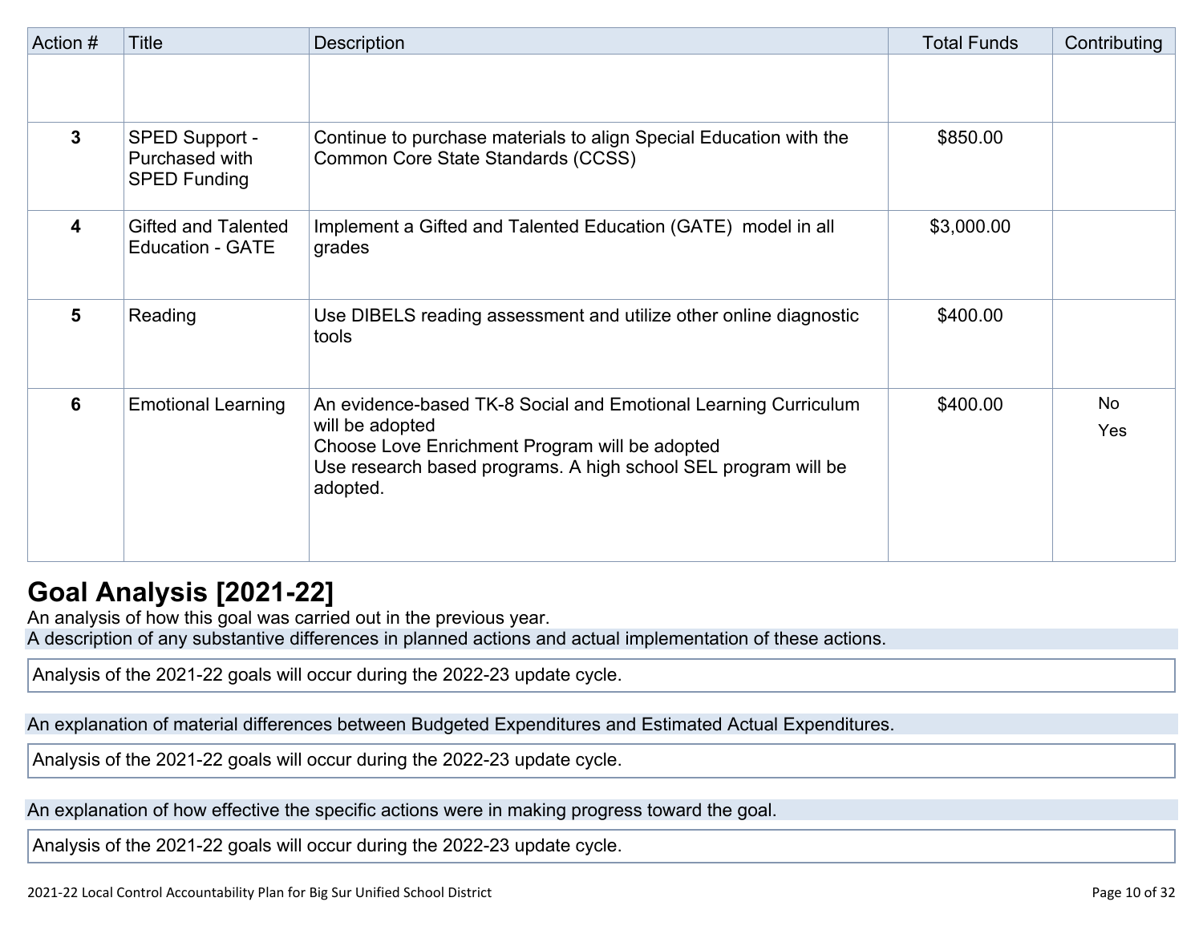| Action # | Title | Description | Total Funds | Contributing |
|---|---|---|---|---|
| | | | | |
| 3 | SPED Support - Purchased with SPED Funding | Continue to purchase materials to align Special Education with the Common Core State Standards (CCSS) | $850.00 | |
| 4 | Gifted and Talented Education - GATE | Implement a Gifted and Talented Education (GATE) model in all grades | $3,000.00 | |
| 5 | Reading | Use DIBELS reading assessment and utilize other online diagnostic tools | $400.00 | |
| 6 | Emotional Learning | An evidence-based TK-8 Social and Emotional Learning Curriculum will be adopted<br>Choose Love Enrichment Program will be adopted<br>Use research based programs. A high school SEL program will be adopted. | $400.00 | No<br>Yes |

## Goal Analysis [2021-22]

An analysis of how this goal was carried out in the previous year.

A description of any substantive differences in planned actions and actual implementation of these actions.

Analysis of the 2021-22 goals will occur during the 2022-23 update cycle.

An explanation of material differences between Budgeted Expenditures and Estimated Actual Expenditures.

Analysis of the 2021-22 goals will occur during the 2022-23 update cycle.

An explanation of how effective the specific actions were in making progress toward the goal.

Analysis of the 2021-22 goals will occur during the 2022-23 update cycle.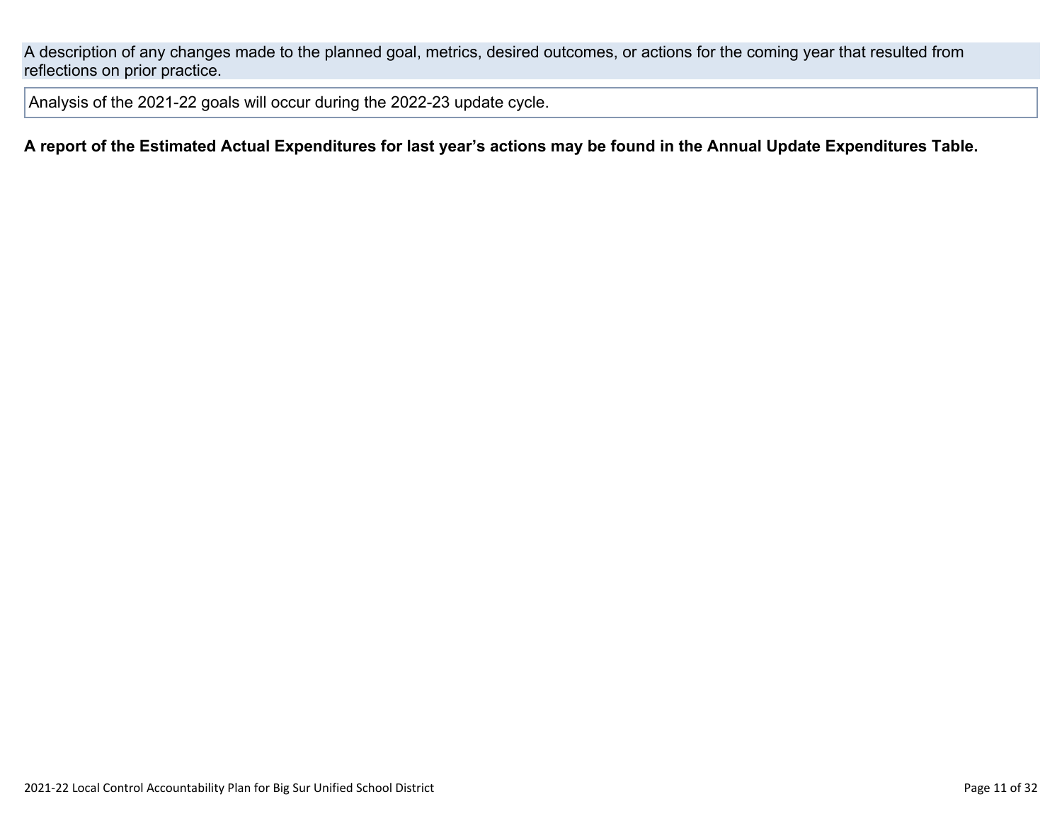A description of any changes made to the planned goal, metrics, desired outcomes, or actions for the coming year that resulted from reflections on prior practice.

Analysis of the 2021-22 goals will occur during the 2022-23 update cycle.

**A report of the Estimated Actual Expenditures for last year's actions may be found in the Annual Update Expenditures Table.**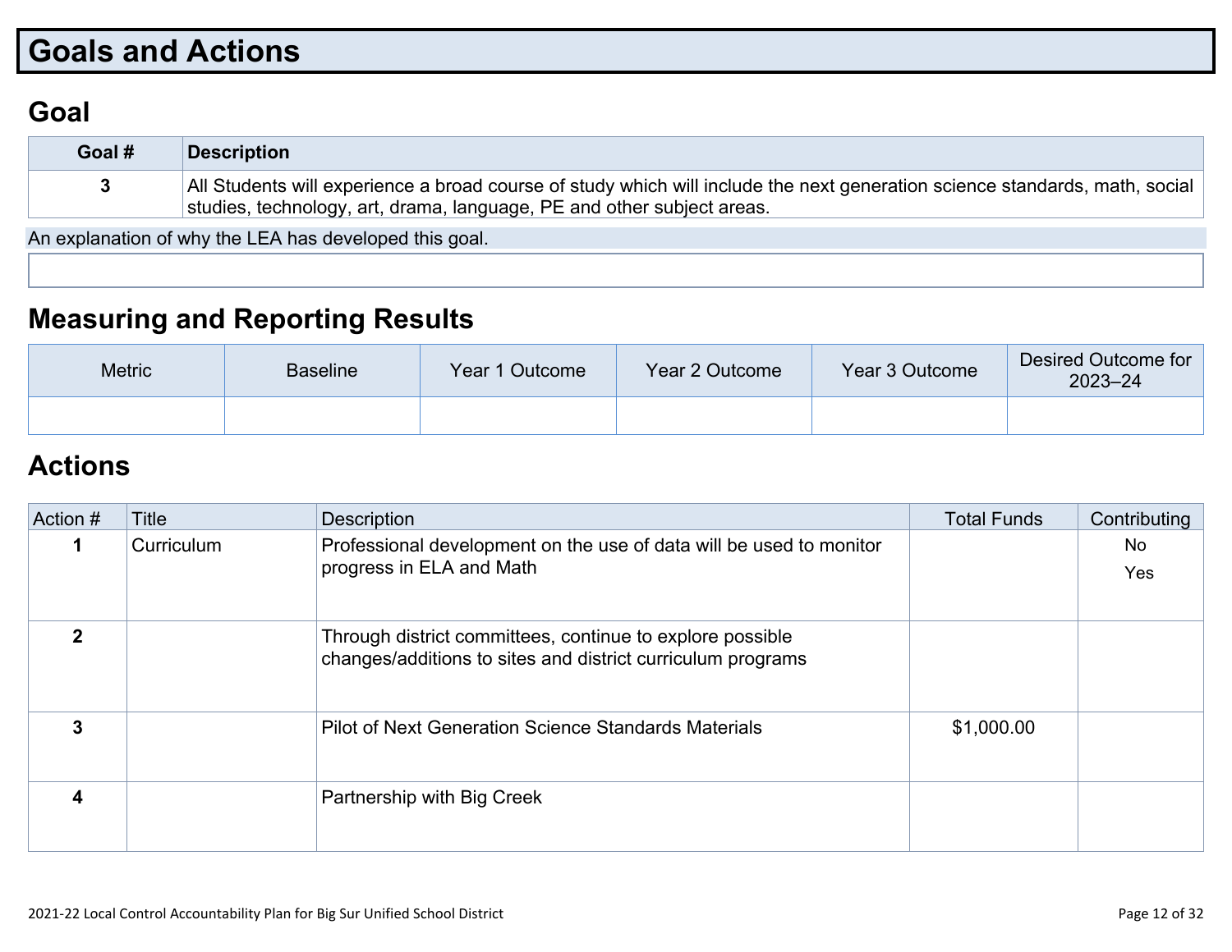# Goals and Actions

## Goal

| Goal # | Description |
| --- | --- |
| 3 | All Students will experience a broad course of study which will include the next generation science standards, math, social studies, technology, art, drama, language, PE and other subject areas. |

An explanation of why the LEA has developed this goal.

## Measuring and Reporting Results

| Metric | Baseline | Year 1 Outcome | Year 2 Outcome | Year 3 Outcome | Desired Outcome for 2023–24 |
| --- | --- | --- | --- | --- | --- |
| | | | | | |

## Actions

| Action # | Title | Description | Total Funds | Contributing |
| --- | --- | --- | --- | --- |
| 1 | Curriculum | Professional development on the use of data will be used to monitor progress in ELA and Math | | No<br>Yes |
| 2 | | Through district committees, continue to explore possible changes/additions to sites and district curriculum programs | | |
| 3 | | Pilot of Next Generation Science Standards Materials | $1,000.00 | |
| 4 | | Partnership with Big Creek | | |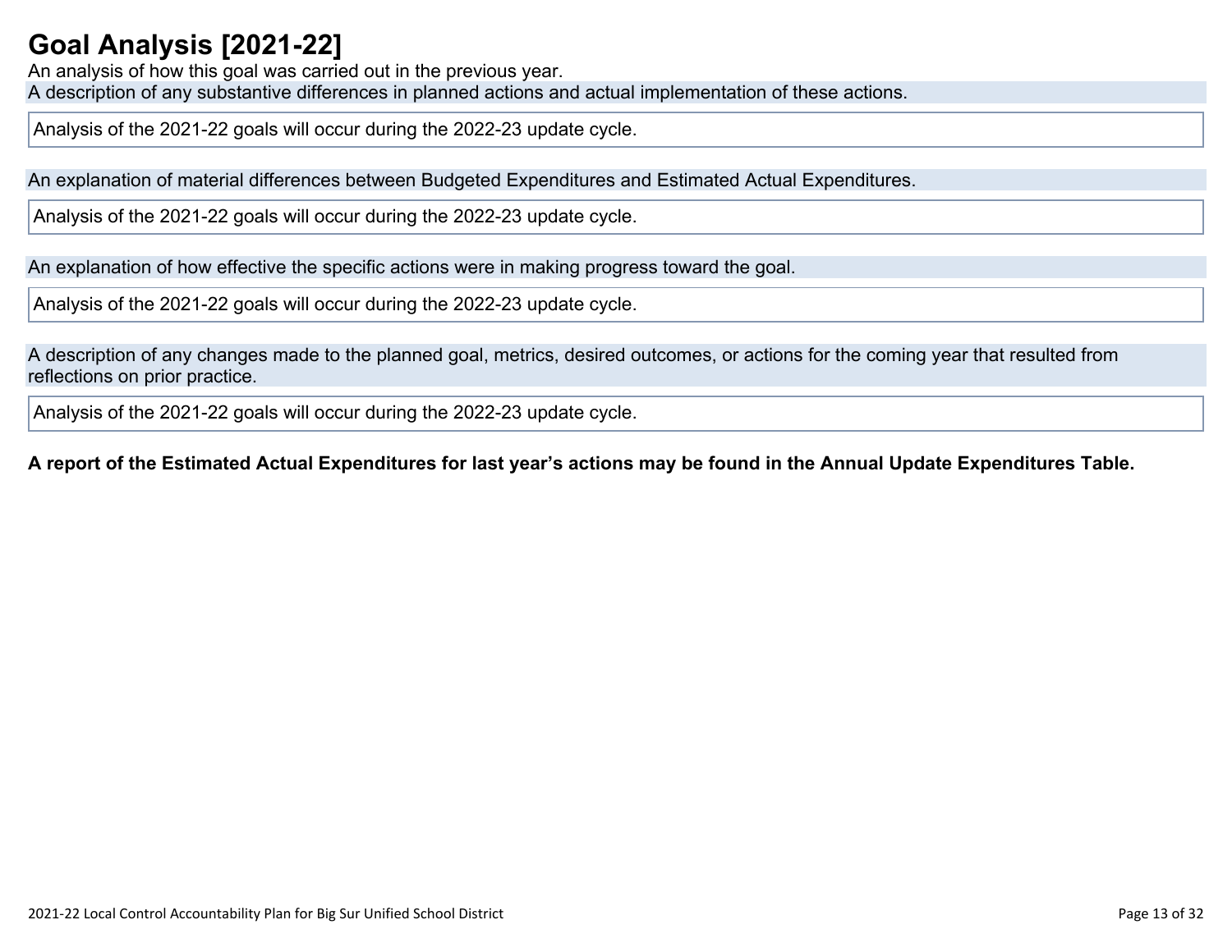# Goal Analysis [2021-22]

An analysis of how this goal was carried out in the previous year.

A description of any substantive differences in planned actions and actual implementation of these actions.

Analysis of the 2021-22 goals will occur during the 2022-23 update cycle.

An explanation of material differences between Budgeted Expenditures and Estimated Actual Expenditures.

Analysis of the 2021-22 goals will occur during the 2022-23 update cycle.

An explanation of how effective the specific actions were in making progress toward the goal.

Analysis of the 2021-22 goals will occur during the 2022-23 update cycle.

A description of any changes made to the planned goal, metrics, desired outcomes, or actions for the coming year that resulted from reflections on prior practice.

Analysis of the 2021-22 goals will occur during the 2022-23 update cycle.

**A report of the Estimated Actual Expenditures for last year's actions may be found in the Annual Update Expenditures Table.**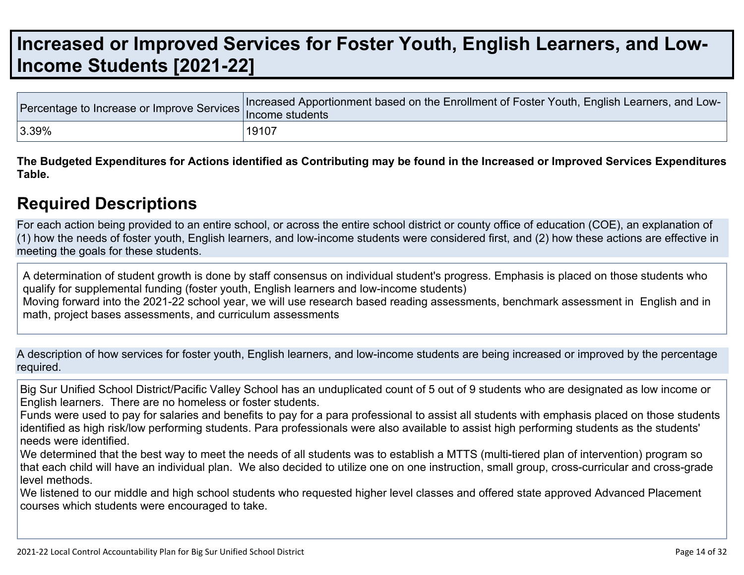# Increased or Improved Services for Foster Youth, English Learners, and Low-Income Students [2021-22]

| Percentage to Increase or Improve Services | Increased Apportionment based on the Enrollment of Foster Youth, English Learners, and Low-Income students |
|---|---|
| 3.39% | 19107 |

**The Budgeted Expenditures for Actions identified as Contributing may be found in the Increased or Improved Services Expenditures Table.**

## Required Descriptions

For each action being provided to an entire school, or across the entire school district or county office of education (COE), an explanation of (1) how the needs of foster youth, English learners, and low-income students were considered first, and (2) how these actions are effective in meeting the goals for these students.

A determination of student growth is done by staff consensus on individual student's progress. Emphasis is placed on those students who qualify for supplemental funding (foster youth, English learners and low-income students)
Moving forward into the 2021-22 school year, we will use research based reading assessments, benchmark assessment in English and in math, project bases assessments, and curriculum assessments

A description of how services for foster youth, English learners, and low-income students are being increased or improved by the percentage required.

Big Sur Unified School District/Pacific Valley School has an unduplicated count of 5 out of 9 students who are designated as low income or English learners. There are no homeless or foster students.
Funds were used to pay for salaries and benefits to pay for a para professional to assist all students with emphasis placed on those students identified as high risk/low performing students. Para professionals were also available to assist high performing students as the students' needs were identified.
We determined that the best way to meet the needs of all students was to establish a MTTS (multi-tiered plan of intervention) program so that each child will have an individual plan. We also decided to utilize one on one instruction, small group, cross-curricular and cross-grade level methods.
We listened to our middle and high school students who requested higher level classes and offered state approved Advanced Placement courses which students were encouraged to take.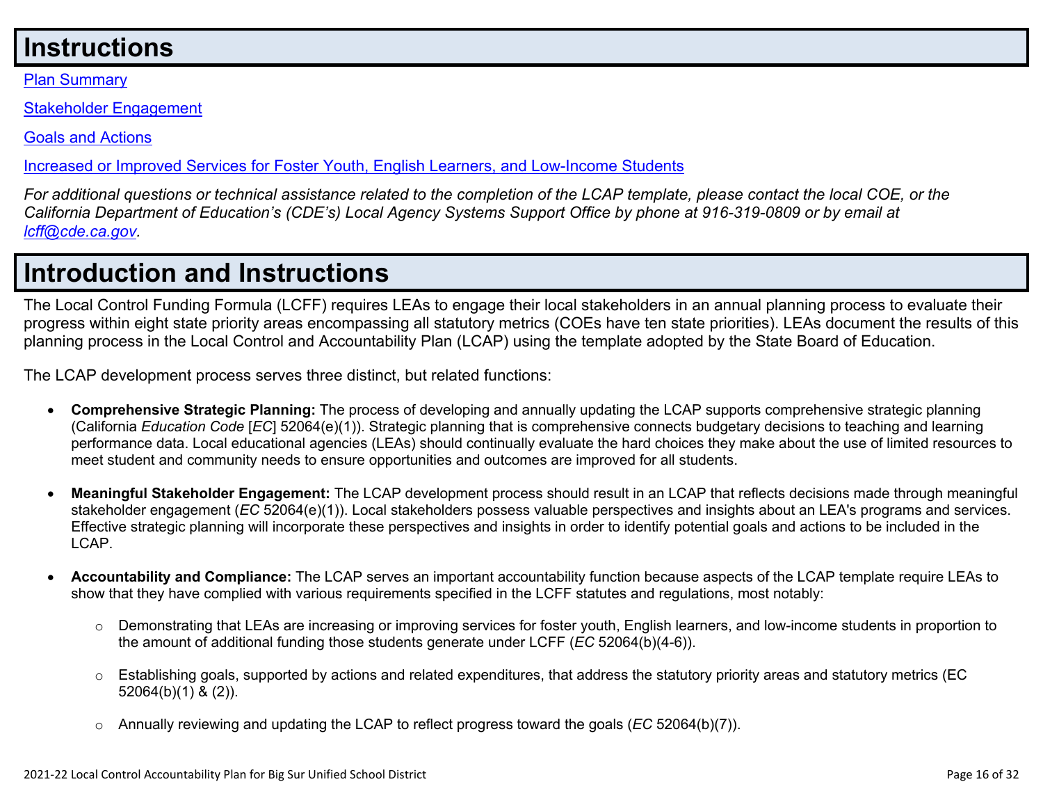# Instructions

[Plan Summary](#)

[Stakeholder Engagement](#)

[Goals and Actions](#)

[Increased or Improved Services for Foster Youth, English Learners, and Low-Income Students](#)

*For additional questions or technical assistance related to the completion of the LCAP template, please contact the local COE, or the California Department of Education's (CDE's) Local Agency Systems Support Office by phone at 916-319-0809 or by email at [lcff@cde.ca.gov](mailto:lcff@cde.ca.gov).*

# Introduction and Instructions

The Local Control Funding Formula (LCFF) requires LEAs to engage their local stakeholders in an annual planning process to evaluate their progress within eight state priority areas encompassing all statutory metrics (COEs have ten state priorities). LEAs document the results of this planning process in the Local Control and Accountability Plan (LCAP) using the template adopted by the State Board of Education.

The LCAP development process serves three distinct, but related functions:

- **Comprehensive Strategic Planning:** The process of developing and annually updating the LCAP supports comprehensive strategic planning (California *Education Code* [*EC*] 52064(e)(1)). Strategic planning that is comprehensive connects budgetary decisions to teaching and learning performance data. Local educational agencies (LEAs) should continually evaluate the hard choices they make about the use of limited resources to meet student and community needs to ensure opportunities and outcomes are improved for all students.

- **Meaningful Stakeholder Engagement:** The LCAP development process should result in an LCAP that reflects decisions made through meaningful stakeholder engagement (*EC* 52064(e)(1)). Local stakeholders possess valuable perspectives and insights about an LEA's programs and services. Effective strategic planning will incorporate these perspectives and insights in order to identify potential goals and actions to be included in the LCAP.

- **Accountability and Compliance:** The LCAP serves an important accountability function because aspects of the LCAP template require LEAs to show that they have complied with various requirements specified in the LCFF statutes and regulations, most notably:

  - Demonstrating that LEAs are increasing or improving services for foster youth, English learners, and low-income students in proportion to the amount of additional funding those students generate under LCFF (*EC* 52064(b)(4-6)).

  - Establishing goals, supported by actions and related expenditures, that address the statutory priority areas and statutory metrics (EC 52064(b)(1) & (2)).

  - Annually reviewing and updating the LCAP to reflect progress toward the goals (*EC* 52064(b)(7)).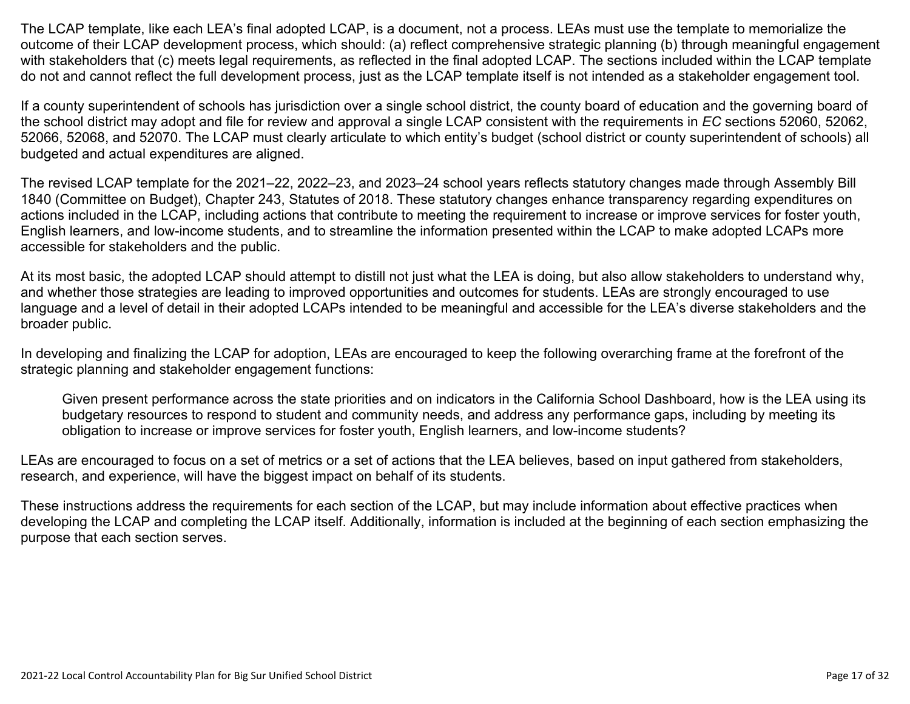The LCAP template, like each LEA's final adopted LCAP, is a document, not a process. LEAs must use the template to memorialize the outcome of their LCAP development process, which should: (a) reflect comprehensive strategic planning (b) through meaningful engagement with stakeholders that (c) meets legal requirements, as reflected in the final adopted LCAP. The sections included within the LCAP template do not and cannot reflect the full development process, just as the LCAP template itself is not intended as a stakeholder engagement tool.

If a county superintendent of schools has jurisdiction over a single school district, the county board of education and the governing board of the school district may adopt and file for review and approval a single LCAP consistent with the requirements in *EC* sections 52060, 52062, 52066, 52068, and 52070. The LCAP must clearly articulate to which entity's budget (school district or county superintendent of schools) all budgeted and actual expenditures are aligned.

The revised LCAP template for the 2021–22, 2022–23, and 2023–24 school years reflects statutory changes made through Assembly Bill 1840 (Committee on Budget), Chapter 243, Statutes of 2018. These statutory changes enhance transparency regarding expenditures on actions included in the LCAP, including actions that contribute to meeting the requirement to increase or improve services for foster youth, English learners, and low-income students, and to streamline the information presented within the LCAP to make adopted LCAPs more accessible for stakeholders and the public.

At its most basic, the adopted LCAP should attempt to distill not just what the LEA is doing, but also allow stakeholders to understand why, and whether those strategies are leading to improved opportunities and outcomes for students. LEAs are strongly encouraged to use language and a level of detail in their adopted LCAPs intended to be meaningful and accessible for the LEA's diverse stakeholders and the broader public.

In developing and finalizing the LCAP for adoption, LEAs are encouraged to keep the following overarching frame at the forefront of the strategic planning and stakeholder engagement functions:

> Given present performance across the state priorities and on indicators in the California School Dashboard, how is the LEA using its budgetary resources to respond to student and community needs, and address any performance gaps, including by meeting its obligation to increase or improve services for foster youth, English learners, and low-income students?

LEAs are encouraged to focus on a set of metrics or a set of actions that the LEA believes, based on input gathered from stakeholders, research, and experience, will have the biggest impact on behalf of its students.

These instructions address the requirements for each section of the LCAP, but may include information about effective practices when developing the LCAP and completing the LCAP itself. Additionally, information is included at the beginning of each section emphasizing the purpose that each section serves.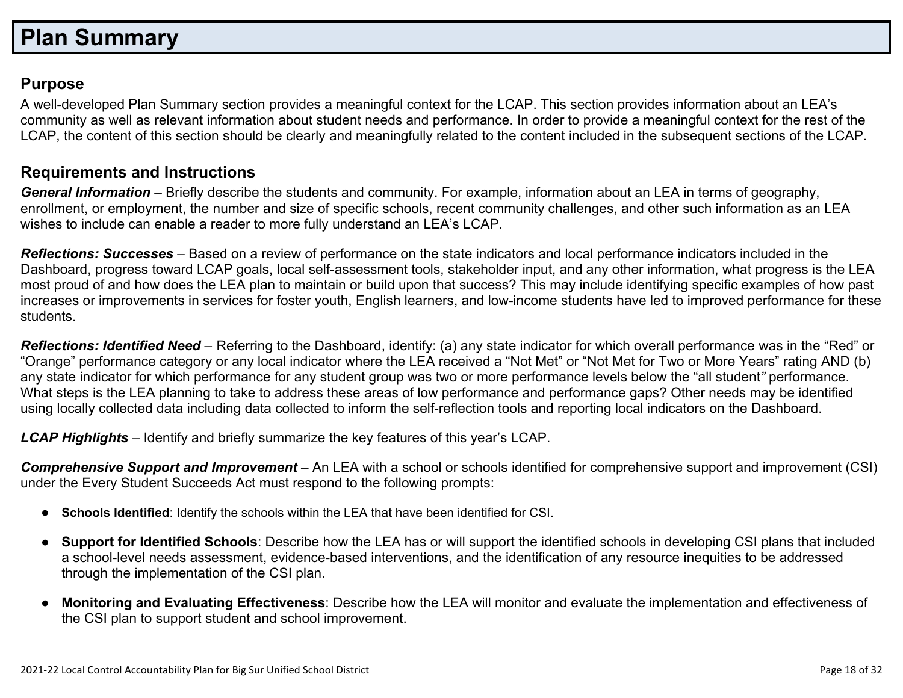# Plan Summary

## Purpose

A well-developed Plan Summary section provides a meaningful context for the LCAP. This section provides information about an LEA's community as well as relevant information about student needs and performance. In order to provide a meaningful context for the rest of the LCAP, the content of this section should be clearly and meaningfully related to the content included in the subsequent sections of the LCAP.

## Requirements and Instructions

***General Information*** – Briefly describe the students and community. For example, information about an LEA in terms of geography, enrollment, or employment, the number and size of specific schools, recent community challenges, and other such information as an LEA wishes to include can enable a reader to more fully understand an LEA's LCAP.

***Reflections: Successes*** – Based on a review of performance on the state indicators and local performance indicators included in the Dashboard, progress toward LCAP goals, local self-assessment tools, stakeholder input, and any other information, what progress is the LEA most proud of and how does the LEA plan to maintain or build upon that success? This may include identifying specific examples of how past increases or improvements in services for foster youth, English learners, and low-income students have led to improved performance for these students.

***Reflections: Identified Need*** – Referring to the Dashboard, identify: (a) any state indicator for which overall performance was in the "Red" or "Orange" performance category or any local indicator where the LEA received a "Not Met" or "Not Met for Two or More Years" rating AND (b) any state indicator for which performance for any student group was two or more performance levels below the "all student" performance. What steps is the LEA planning to take to address these areas of low performance and performance gaps? Other needs may be identified using locally collected data including data collected to inform the self-reflection tools and reporting local indicators on the Dashboard.

***LCAP Highlights*** – Identify and briefly summarize the key features of this year's LCAP.

***Comprehensive Support and Improvement*** – An LEA with a school or schools identified for comprehensive support and improvement (CSI) under the Every Student Succeeds Act must respond to the following prompts:

- **Schools Identified**: Identify the schools within the LEA that have been identified for CSI.
- **Support for Identified Schools**: Describe how the LEA has or will support the identified schools in developing CSI plans that included a school-level needs assessment, evidence-based interventions, and the identification of any resource inequities to be addressed through the implementation of the CSI plan.
- **Monitoring and Evaluating Effectiveness**: Describe how the LEA will monitor and evaluate the implementation and effectiveness of the CSI plan to support student and school improvement.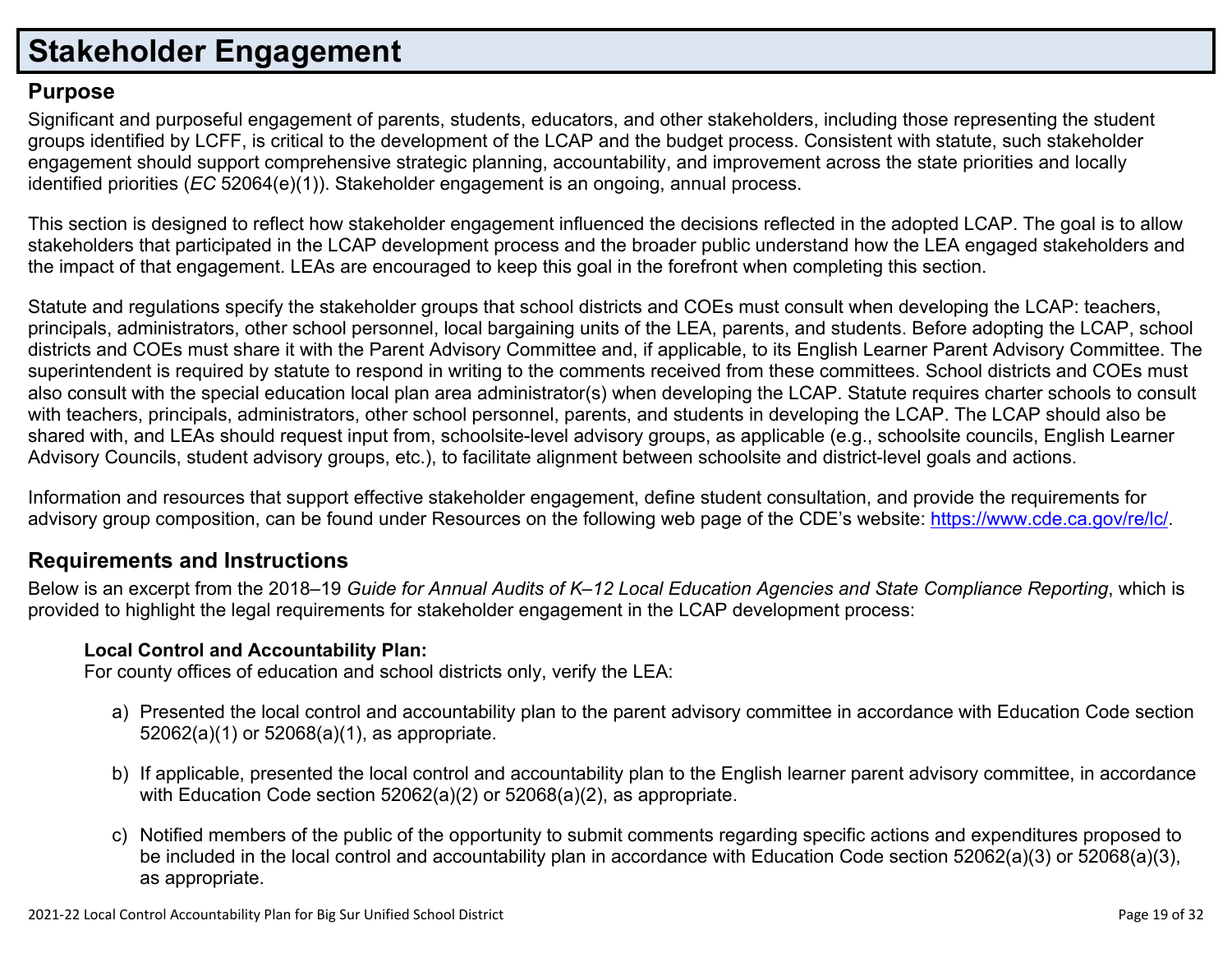# Stakeholder Engagement

## Purpose

Significant and purposeful engagement of parents, students, educators, and other stakeholders, including those representing the student groups identified by LCFF, is critical to the development of the LCAP and the budget process. Consistent with statute, such stakeholder engagement should support comprehensive strategic planning, accountability, and improvement across the state priorities and locally identified priorities (*EC* 52064(e)(1)). Stakeholder engagement is an ongoing, annual process.

This section is designed to reflect how stakeholder engagement influenced the decisions reflected in the adopted LCAP. The goal is to allow stakeholders that participated in the LCAP development process and the broader public understand how the LEA engaged stakeholders and the impact of that engagement. LEAs are encouraged to keep this goal in the forefront when completing this section.

Statute and regulations specify the stakeholder groups that school districts and COEs must consult when developing the LCAP: teachers, principals, administrators, other school personnel, local bargaining units of the LEA, parents, and students. Before adopting the LCAP, school districts and COEs must share it with the Parent Advisory Committee and, if applicable, to its English Learner Parent Advisory Committee. The superintendent is required by statute to respond in writing to the comments received from these committees. School districts and COEs must also consult with the special education local plan area administrator(s) when developing the LCAP. Statute requires charter schools to consult with teachers, principals, administrators, other school personnel, parents, and students in developing the LCAP. The LCAP should also be shared with, and LEAs should request input from, schoolsite-level advisory groups, as applicable (e.g., schoolsite councils, English Learner Advisory Councils, student advisory groups, etc.), to facilitate alignment between schoolsite and district-level goals and actions.

Information and resources that support effective stakeholder engagement, define student consultation, and provide the requirements for advisory group composition, can be found under Resources on the following web page of the CDE's website: [https://www.cde.ca.gov/re/lc/](https://www.cde.ca.gov/re/lc/).

## Requirements and Instructions

Below is an excerpt from the 2018–19 *Guide for Annual Audits of K–12 Local Education Agencies and State Compliance Reporting*, which is provided to highlight the legal requirements for stakeholder engagement in the LCAP development process:

> **Local Control and Accountability Plan:**
> For county offices of education and school districts only, verify the LEA:
>
> a) Presented the local control and accountability plan to the parent advisory committee in accordance with Education Code section 52062(a)(1) or 52068(a)(1), as appropriate.
>
> b) If applicable, presented the local control and accountability plan to the English learner parent advisory committee, in accordance with Education Code section 52062(a)(2) or 52068(a)(2), as appropriate.
>
> c) Notified members of the public of the opportunity to submit comments regarding specific actions and expenditures proposed to be included in the local control and accountability plan in accordance with Education Code section 52062(a)(3) or 52068(a)(3), as appropriate.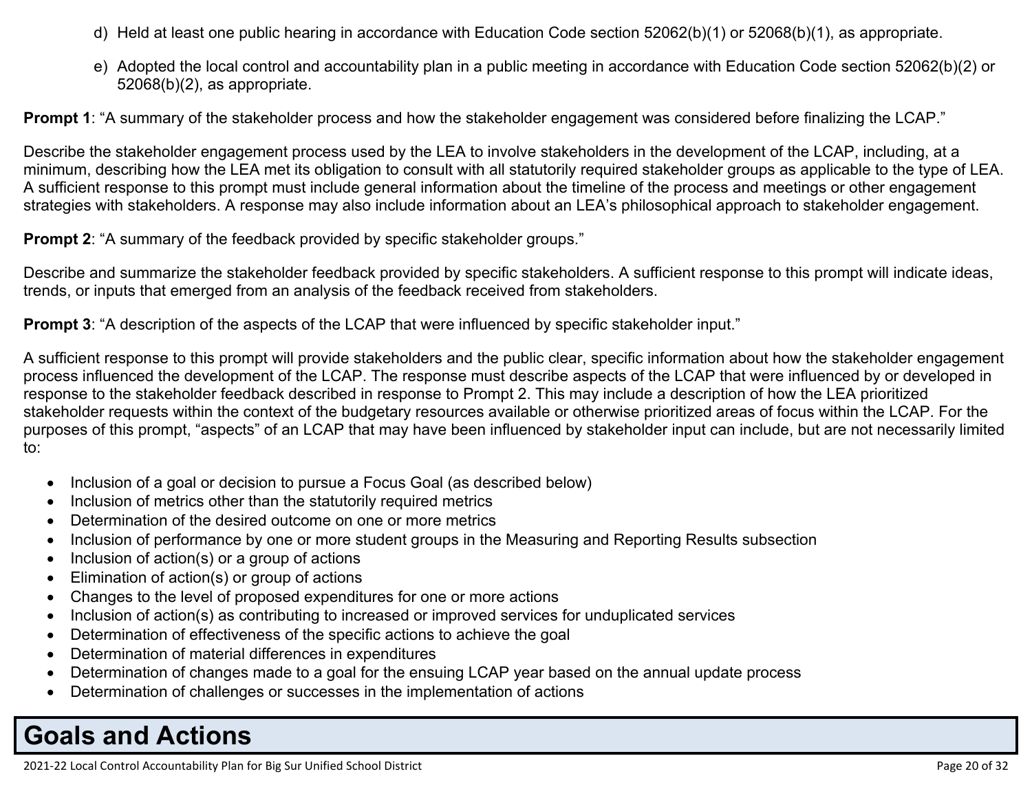d) Held at least one public hearing in accordance with Education Code section 52062(b)(1) or 52068(b)(1), as appropriate.

e) Adopted the local control and accountability plan in a public meeting in accordance with Education Code section 52062(b)(2) or 52068(b)(2), as appropriate.

**Prompt 1**: "A summary of the stakeholder process and how the stakeholder engagement was considered before finalizing the LCAP."

Describe the stakeholder engagement process used by the LEA to involve stakeholders in the development of the LCAP, including, at a minimum, describing how the LEA met its obligation to consult with all statutorily required stakeholder groups as applicable to the type of LEA. A sufficient response to this prompt must include general information about the timeline of the process and meetings or other engagement strategies with stakeholders. A response may also include information about an LEA's philosophical approach to stakeholder engagement.

**Prompt 2**: "A summary of the feedback provided by specific stakeholder groups."

Describe and summarize the stakeholder feedback provided by specific stakeholders. A sufficient response to this prompt will indicate ideas, trends, or inputs that emerged from an analysis of the feedback received from stakeholders.

**Prompt 3**: "A description of the aspects of the LCAP that were influenced by specific stakeholder input."

A sufficient response to this prompt will provide stakeholders and the public clear, specific information about how the stakeholder engagement process influenced the development of the LCAP. The response must describe aspects of the LCAP that were influenced by or developed in response to the stakeholder feedback described in response to Prompt 2. This may include a description of how the LEA prioritized stakeholder requests within the context of the budgetary resources available or otherwise prioritized areas of focus within the LCAP. For the purposes of this prompt, "aspects" of an LCAP that may have been influenced by stakeholder input can include, but are not necessarily limited to:

- Inclusion of a goal or decision to pursue a Focus Goal (as described below)
- Inclusion of metrics other than the statutorily required metrics
- Determination of the desired outcome on one or more metrics
- Inclusion of performance by one or more student groups in the Measuring and Reporting Results subsection
- Inclusion of action(s) or a group of actions
- Elimination of action(s) or group of actions
- Changes to the level of proposed expenditures for one or more actions
- Inclusion of action(s) as contributing to increased or improved services for unduplicated services
- Determination of effectiveness of the specific actions to achieve the goal
- Determination of material differences in expenditures
- Determination of changes made to a goal for the ensuing LCAP year based on the annual update process
- Determination of challenges or successes in the implementation of actions

# Goals and Actions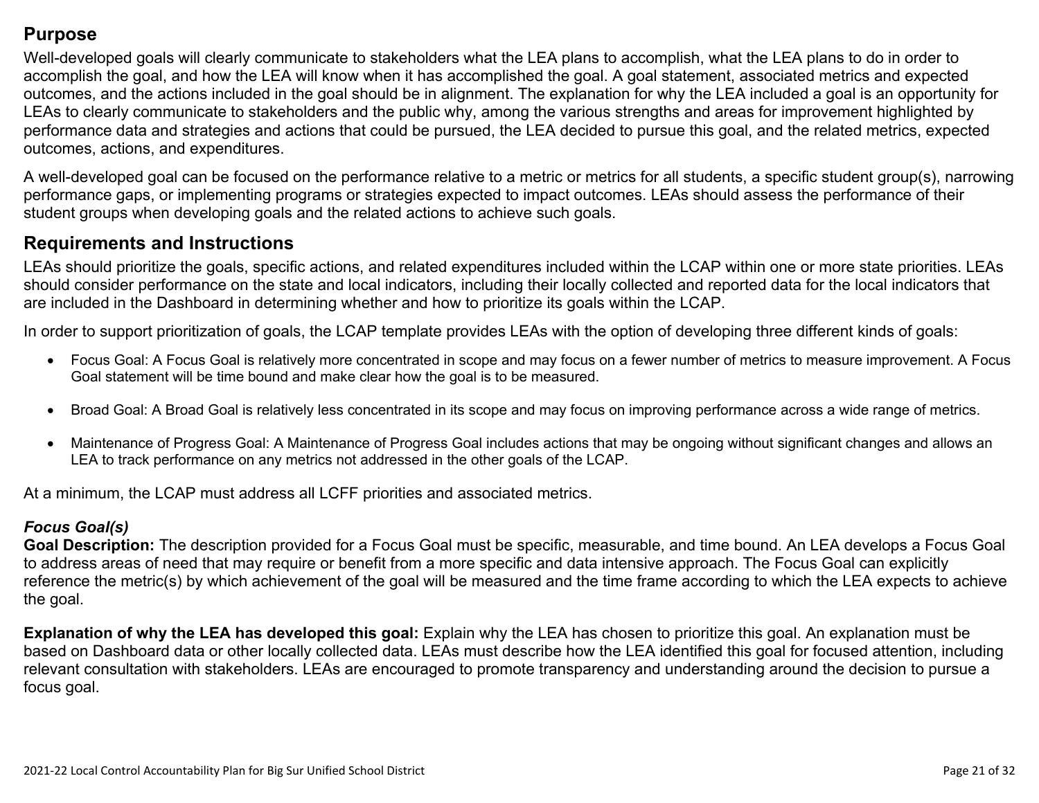## Purpose

Well-developed goals will clearly communicate to stakeholders what the LEA plans to accomplish, what the LEA plans to do in order to accomplish the goal, and how the LEA will know when it has accomplished the goal. A goal statement, associated metrics and expected outcomes, and the actions included in the goal should be in alignment. The explanation for why the LEA included a goal is an opportunity for LEAs to clearly communicate to stakeholders and the public why, among the various strengths and areas for improvement highlighted by performance data and strategies and actions that could be pursued, the LEA decided to pursue this goal, and the related metrics, expected outcomes, actions, and expenditures.

A well-developed goal can be focused on the performance relative to a metric or metrics for all students, a specific student group(s), narrowing performance gaps, or implementing programs or strategies expected to impact outcomes. LEAs should assess the performance of their student groups when developing goals and the related actions to achieve such goals.

## Requirements and Instructions

LEAs should prioritize the goals, specific actions, and related expenditures included within the LCAP within one or more state priorities. LEAs should consider performance on the state and local indicators, including their locally collected and reported data for the local indicators that are included in the Dashboard in determining whether and how to prioritize its goals within the LCAP.

In order to support prioritization of goals, the LCAP template provides LEAs with the option of developing three different kinds of goals:

- Focus Goal: A Focus Goal is relatively more concentrated in scope and may focus on a fewer number of metrics to measure improvement. A Focus Goal statement will be time bound and make clear how the goal is to be measured.
- Broad Goal: A Broad Goal is relatively less concentrated in its scope and may focus on improving performance across a wide range of metrics.
- Maintenance of Progress Goal: A Maintenance of Progress Goal includes actions that may be ongoing without significant changes and allows an LEA to track performance on any metrics not addressed in the other goals of the LCAP.

At a minimum, the LCAP must address all LCFF priorities and associated metrics.

### *Focus Goal(s)*

**Goal Description:** The description provided for a Focus Goal must be specific, measurable, and time bound. An LEA develops a Focus Goal to address areas of need that may require or benefit from a more specific and data intensive approach. The Focus Goal can explicitly reference the metric(s) by which achievement of the goal will be measured and the time frame according to which the LEA expects to achieve the goal.

**Explanation of why the LEA has developed this goal:** Explain why the LEA has chosen to prioritize this goal. An explanation must be based on Dashboard data or other locally collected data. LEAs must describe how the LEA identified this goal for focused attention, including relevant consultation with stakeholders. LEAs are encouraged to promote transparency and understanding around the decision to pursue a focus goal.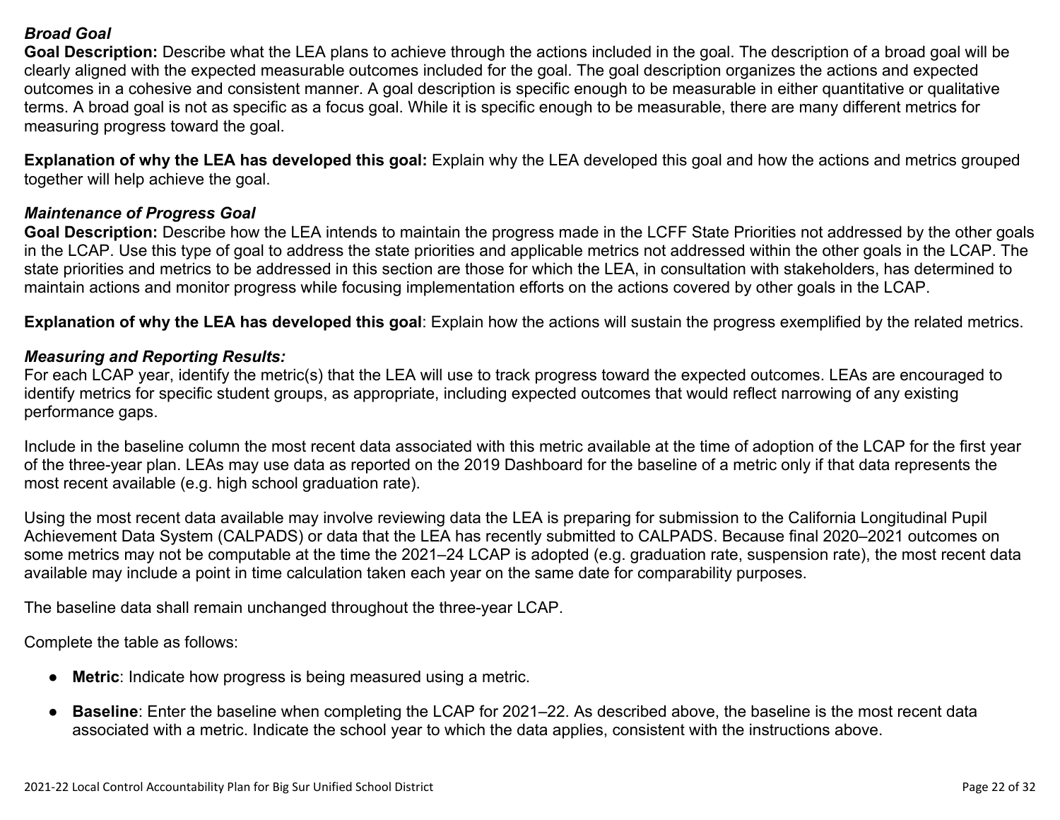***Broad Goal***

**Goal Description:** Describe what the LEA plans to achieve through the actions included in the goal. The description of a broad goal will be clearly aligned with the expected measurable outcomes included for the goal. The goal description organizes the actions and expected outcomes in a cohesive and consistent manner. A goal description is specific enough to be measurable in either quantitative or qualitative terms. A broad goal is not as specific as a focus goal. While it is specific enough to be measurable, there are many different metrics for measuring progress toward the goal.

**Explanation of why the LEA has developed this goal:** Explain why the LEA developed this goal and how the actions and metrics grouped together will help achieve the goal.

***Maintenance of Progress Goal***

**Goal Description:** Describe how the LEA intends to maintain the progress made in the LCFF State Priorities not addressed by the other goals in the LCAP. Use this type of goal to address the state priorities and applicable metrics not addressed within the other goals in the LCAP. The state priorities and metrics to be addressed in this section are those for which the LEA, in consultation with stakeholders, has determined to maintain actions and monitor progress while focusing implementation efforts on the actions covered by other goals in the LCAP.

**Explanation of why the LEA has developed this goal**: Explain how the actions will sustain the progress exemplified by the related metrics.

***Measuring and Reporting Results:***

For each LCAP year, identify the metric(s) that the LEA will use to track progress toward the expected outcomes. LEAs are encouraged to identify metrics for specific student groups, as appropriate, including expected outcomes that would reflect narrowing of any existing performance gaps.

Include in the baseline column the most recent data associated with this metric available at the time of adoption of the LCAP for the first year of the three-year plan. LEAs may use data as reported on the 2019 Dashboard for the baseline of a metric only if that data represents the most recent available (e.g. high school graduation rate).

Using the most recent data available may involve reviewing data the LEA is preparing for submission to the California Longitudinal Pupil Achievement Data System (CALPADS) or data that the LEA has recently submitted to CALPADS. Because final 2020–2021 outcomes on some metrics may not be computable at the time the 2021–24 LCAP is adopted (e.g. graduation rate, suspension rate), the most recent data available may include a point in time calculation taken each year on the same date for comparability purposes.

The baseline data shall remain unchanged throughout the three-year LCAP.

Complete the table as follows:

- **Metric**: Indicate how progress is being measured using a metric.
- **Baseline**: Enter the baseline when completing the LCAP for 2021–22. As described above, the baseline is the most recent data associated with a metric. Indicate the school year to which the data applies, consistent with the instructions above.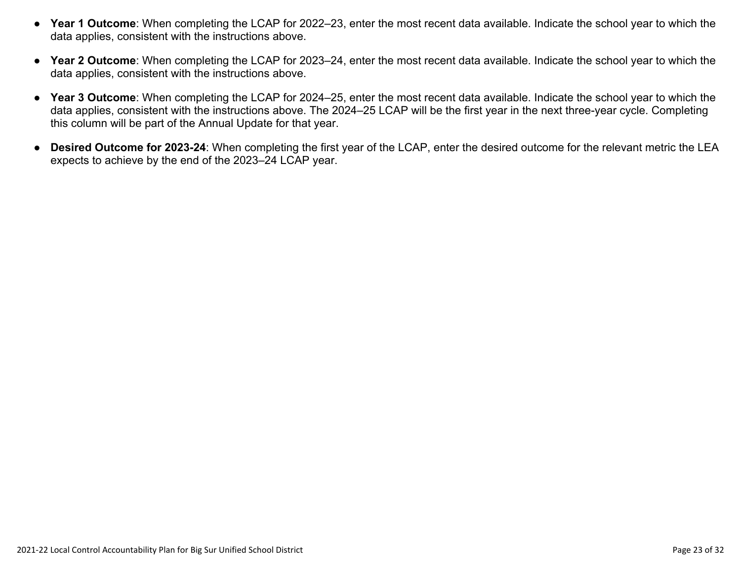- **Year 1 Outcome**: When completing the LCAP for 2022–23, enter the most recent data available. Indicate the school year to which the data applies, consistent with the instructions above.
- **Year 2 Outcome**: When completing the LCAP for 2023–24, enter the most recent data available. Indicate the school year to which the data applies, consistent with the instructions above.
- **Year 3 Outcome**: When completing the LCAP for 2024–25, enter the most recent data available. Indicate the school year to which the data applies, consistent with the instructions above. The 2024–25 LCAP will be the first year in the next three-year cycle. Completing this column will be part of the Annual Update for that year.
- **Desired Outcome for 2023-24**: When completing the first year of the LCAP, enter the desired outcome for the relevant metric the LEA expects to achieve by the end of the 2023–24 LCAP year.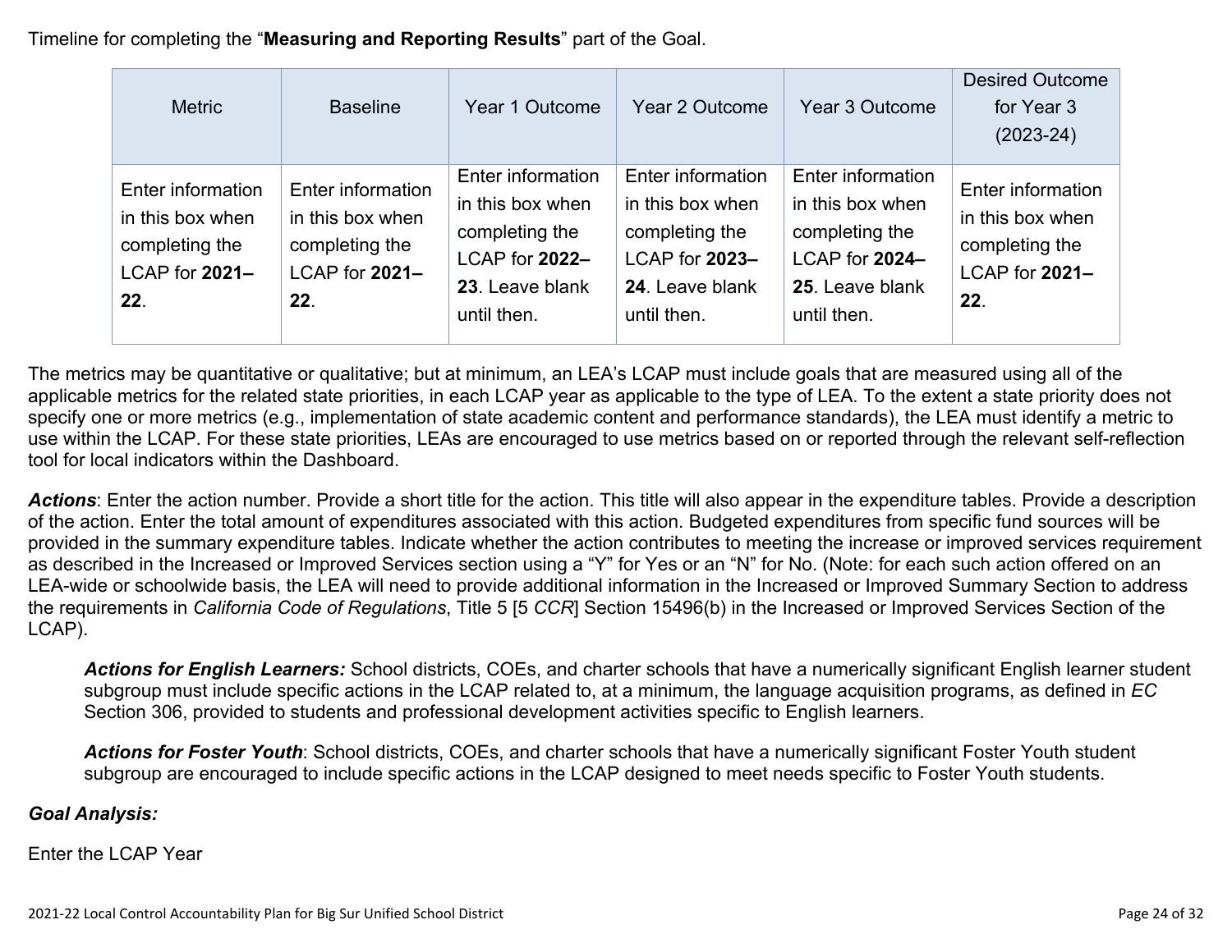Timeline for completing the "**Measuring and Reporting Results**" part of the Goal.

| Metric | Baseline | Year 1 Outcome | Year 2 Outcome | Year 3 Outcome | Desired Outcome for Year 3 (2023-24) |
|---|---|---|---|---|---|
| Enter information in this box when completing the LCAP for **2021–22**. | Enter information in this box when completing the LCAP for **2021–22**. | Enter information in this box when completing the LCAP for **2022–23**. Leave blank until then. | Enter information in this box when completing the LCAP for **2023–24**. Leave blank until then. | Enter information in this box when completing the LCAP for **2024–25**. Leave blank until then. | Enter information in this box when completing the LCAP for **2021–22**. |

The metrics may be quantitative or qualitative; but at minimum, an LEA's LCAP must include goals that are measured using all of the applicable metrics for the related state priorities, in each LCAP year as applicable to the type of LEA. To the extent a state priority does not specify one or more metrics (e.g., implementation of state academic content and performance standards), the LEA must identify a metric to use within the LCAP. For these state priorities, LEAs are encouraged to use metrics based on or reported through the relevant self-reflection tool for local indicators within the Dashboard.

***Actions***: Enter the action number. Provide a short title for the action. This title will also appear in the expenditure tables. Provide a description of the action. Enter the total amount of expenditures associated with this action. Budgeted expenditures from specific fund sources will be provided in the summary expenditure tables. Indicate whether the action contributes to meeting the increase or improved services requirement as described in the Increased or Improved Services section using a "Y" for Yes or an "N" for No. (Note: for each such action offered on an LEA-wide or schoolwide basis, the LEA will need to provide additional information in the Increased or Improved Summary Section to address the requirements in *California Code of Regulations*, Title 5 [5 *CCR*] Section 15496(b) in the Increased or Improved Services Section of the LCAP).

> ***Actions for English Learners:*** School districts, COEs, and charter schools that have a numerically significant English learner student subgroup must include specific actions in the LCAP related to, at a minimum, the language acquisition programs, as defined in *EC* Section 306, provided to students and professional development activities specific to English learners.
>
> ***Actions for Foster Youth***: School districts, COEs, and charter schools that have a numerically significant Foster Youth student subgroup are encouraged to include specific actions in the LCAP designed to meet needs specific to Foster Youth students.

***Goal Analysis:***

Enter the LCAP Year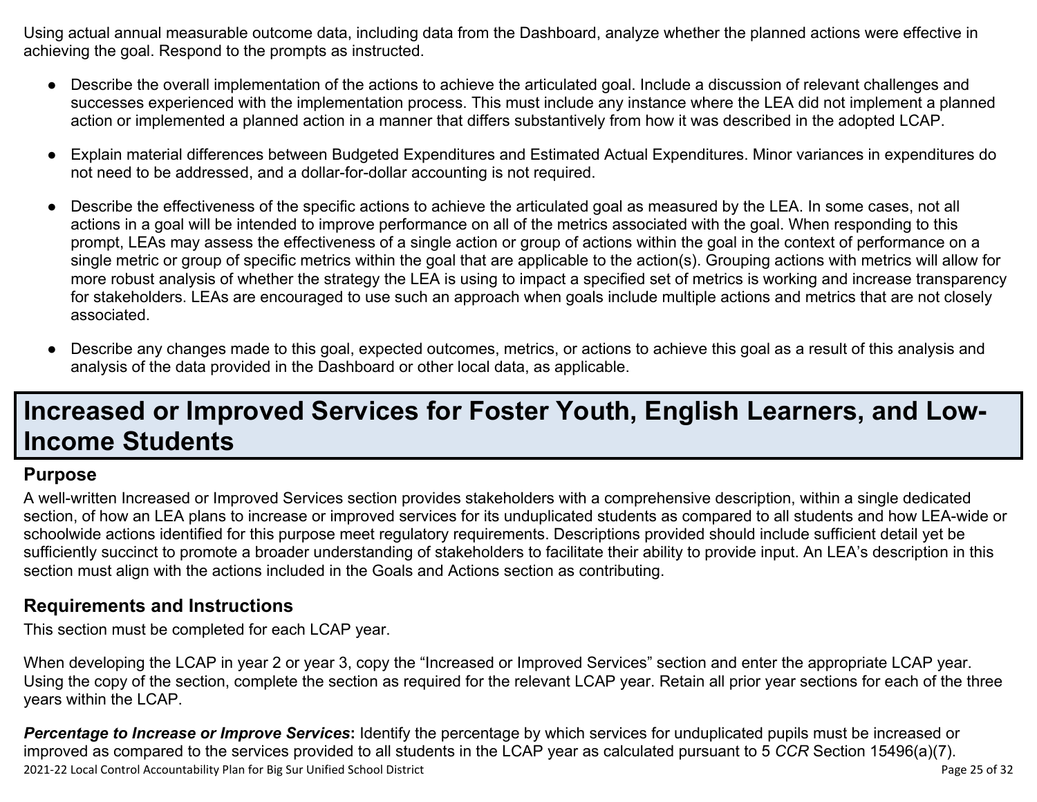Using actual annual measurable outcome data, including data from the Dashboard, analyze whether the planned actions were effective in achieving the goal. Respond to the prompts as instructed.

- Describe the overall implementation of the actions to achieve the articulated goal. Include a discussion of relevant challenges and successes experienced with the implementation process. This must include any instance where the LEA did not implement a planned action or implemented a planned action in a manner that differs substantively from how it was described in the adopted LCAP.
- Explain material differences between Budgeted Expenditures and Estimated Actual Expenditures. Minor variances in expenditures do not need to be addressed, and a dollar-for-dollar accounting is not required.
- Describe the effectiveness of the specific actions to achieve the articulated goal as measured by the LEA. In some cases, not all actions in a goal will be intended to improve performance on all of the metrics associated with the goal. When responding to this prompt, LEAs may assess the effectiveness of a single action or group of actions within the goal in the context of performance on a single metric or group of specific metrics within the goal that are applicable to the action(s). Grouping actions with metrics will allow for more robust analysis of whether the strategy the LEA is using to impact a specified set of metrics is working and increase transparency for stakeholders. LEAs are encouraged to use such an approach when goals include multiple actions and metrics that are not closely associated.
- Describe any changes made to this goal, expected outcomes, metrics, or actions to achieve this goal as a result of this analysis and analysis of the data provided in the Dashboard or other local data, as applicable.

# Increased or Improved Services for Foster Youth, English Learners, and Low-Income Students

### Purpose

A well-written Increased or Improved Services section provides stakeholders with a comprehensive description, within a single dedicated section, of how an LEA plans to increase or improved services for its unduplicated students as compared to all students and how LEA-wide or schoolwide actions identified for this purpose meet regulatory requirements. Descriptions provided should include sufficient detail yet be sufficiently succinct to promote a broader understanding of stakeholders to facilitate their ability to provide input. An LEA's description in this section must align with the actions included in the Goals and Actions section as contributing.

### Requirements and Instructions

This section must be completed for each LCAP year.

When developing the LCAP in year 2 or year 3, copy the "Increased or Improved Services" section and enter the appropriate LCAP year. Using the copy of the section, complete the section as required for the relevant LCAP year. Retain all prior year sections for each of the three years within the LCAP.

***Percentage to Increase or Improve Services*:** Identify the percentage by which services for unduplicated pupils must be increased or improved as compared to the services provided to all students in the LCAP year as calculated pursuant to 5 *CCR* Section 15496(a)(7).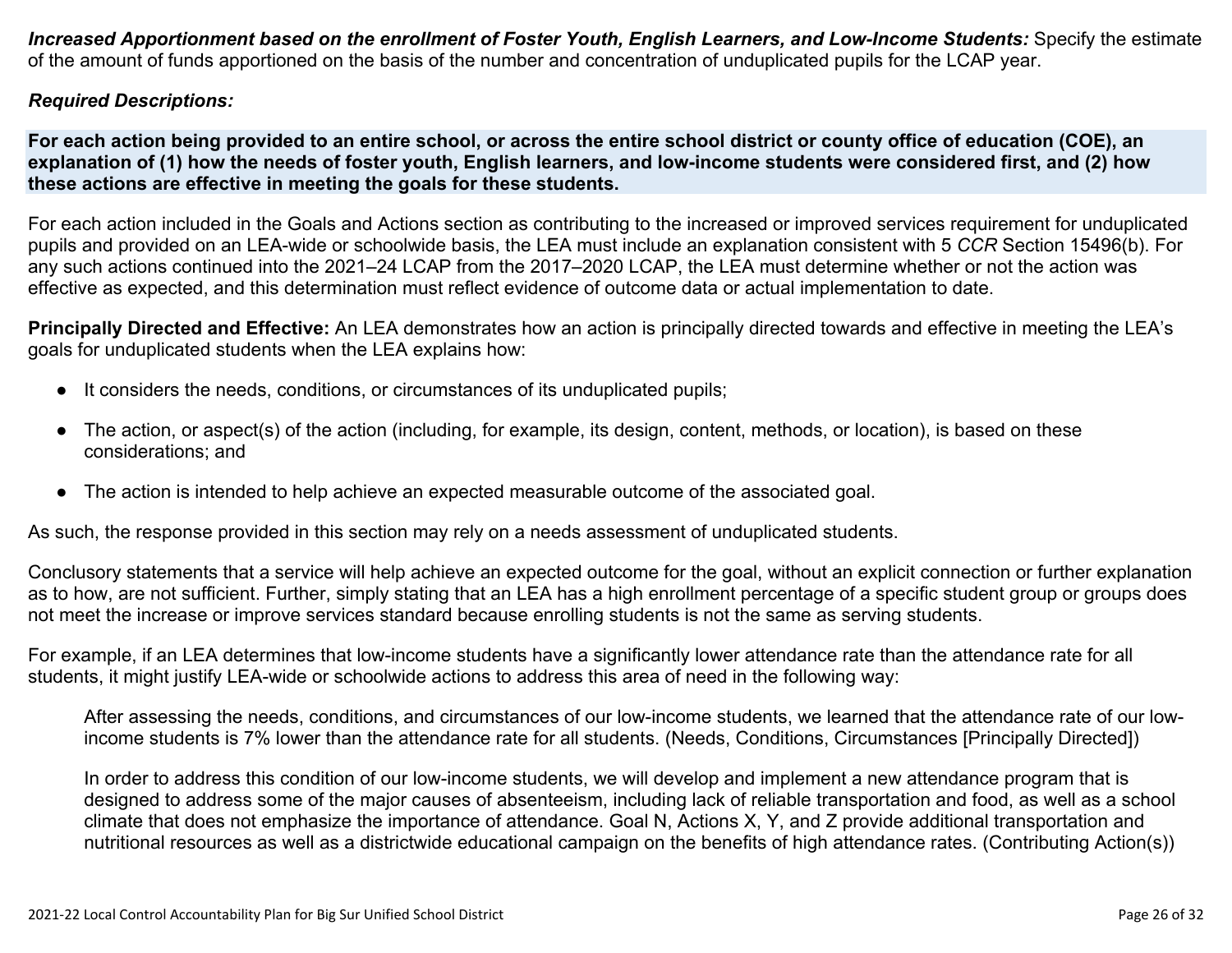***Increased Apportionment based on the enrollment of Foster Youth, English Learners, and Low-Income Students:*** Specify the estimate of the amount of funds apportioned on the basis of the number and concentration of unduplicated pupils for the LCAP year.

***Required Descriptions:***

**For each action being provided to an entire school, or across the entire school district or county office of education (COE), an explanation of (1) how the needs of foster youth, English learners, and low-income students were considered first, and (2) how these actions are effective in meeting the goals for these students.**

For each action included in the Goals and Actions section as contributing to the increased or improved services requirement for unduplicated pupils and provided on an LEA-wide or schoolwide basis, the LEA must include an explanation consistent with 5 *CCR* Section 15496(b). For any such actions continued into the 2021–24 LCAP from the 2017–2020 LCAP, the LEA must determine whether or not the action was effective as expected, and this determination must reflect evidence of outcome data or actual implementation to date.

**Principally Directed and Effective:** An LEA demonstrates how an action is principally directed towards and effective in meeting the LEA's goals for unduplicated students when the LEA explains how:

- It considers the needs, conditions, or circumstances of its unduplicated pupils;
- The action, or aspect(s) of the action (including, for example, its design, content, methods, or location), is based on these considerations; and
- The action is intended to help achieve an expected measurable outcome of the associated goal.

As such, the response provided in this section may rely on a needs assessment of unduplicated students.

Conclusory statements that a service will help achieve an expected outcome for the goal, without an explicit connection or further explanation as to how, are not sufficient. Further, simply stating that an LEA has a high enrollment percentage of a specific student group or groups does not meet the increase or improve services standard because enrolling students is not the same as serving students.

For example, if an LEA determines that low-income students have a significantly lower attendance rate than the attendance rate for all students, it might justify LEA-wide or schoolwide actions to address this area of need in the following way:

> After assessing the needs, conditions, and circumstances of our low-income students, we learned that the attendance rate of our low-income students is 7% lower than the attendance rate for all students. (Needs, Conditions, Circumstances [Principally Directed])
>
> In order to address this condition of our low-income students, we will develop and implement a new attendance program that is designed to address some of the major causes of absenteeism, including lack of reliable transportation and food, as well as a school climate that does not emphasize the importance of attendance. Goal N, Actions X, Y, and Z provide additional transportation and nutritional resources as well as a districtwide educational campaign on the benefits of high attendance rates. (Contributing Action(s))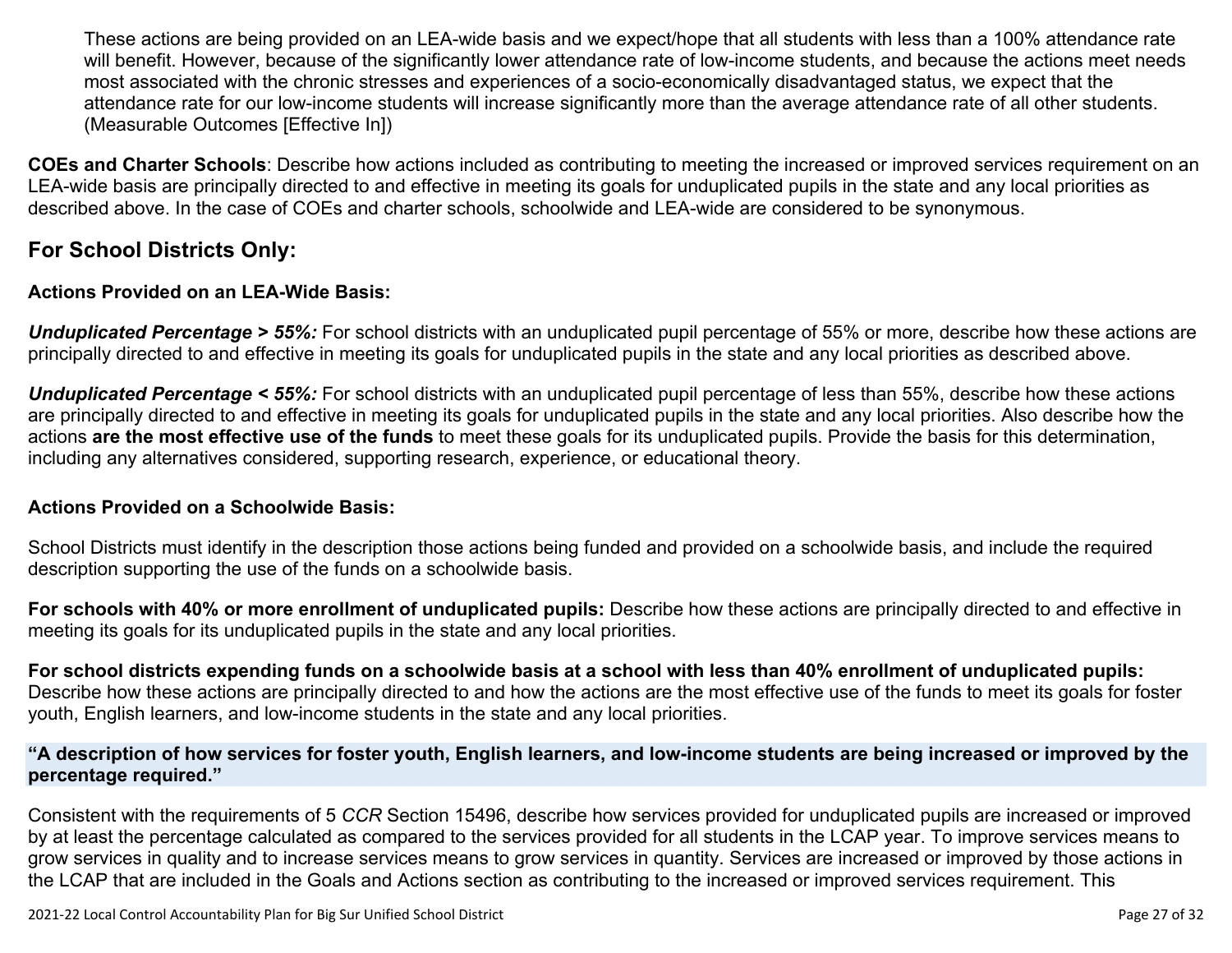These actions are being provided on an LEA-wide basis and we expect/hope that all students with less than a 100% attendance rate will benefit. However, because of the significantly lower attendance rate of low-income students, and because the actions meet needs most associated with the chronic stresses and experiences of a socio-economically disadvantaged status, we expect that the attendance rate for our low-income students will increase significantly more than the average attendance rate of all other students. (Measurable Outcomes [Effective In])

**COEs and Charter Schools**: Describe how actions included as contributing to meeting the increased or improved services requirement on an LEA-wide basis are principally directed to and effective in meeting its goals for unduplicated pupils in the state and any local priorities as described above. In the case of COEs and charter schools, schoolwide and LEA-wide are considered to be synonymous.

## For School Districts Only:

**Actions Provided on an LEA-Wide Basis:**

***Unduplicated Percentage > 55%:*** For school districts with an unduplicated pupil percentage of 55% or more, describe how these actions are principally directed to and effective in meeting its goals for unduplicated pupils in the state and any local priorities as described above.

***Unduplicated Percentage < 55%:*** For school districts with an unduplicated pupil percentage of less than 55%, describe how these actions are principally directed to and effective in meeting its goals for unduplicated pupils in the state and any local priorities. Also describe how the actions **are the most effective use of the funds** to meet these goals for its unduplicated pupils. Provide the basis for this determination, including any alternatives considered, supporting research, experience, or educational theory.

**Actions Provided on a Schoolwide Basis:**

School Districts must identify in the description those actions being funded and provided on a schoolwide basis, and include the required description supporting the use of the funds on a schoolwide basis.

**For schools with 40% or more enrollment of unduplicated pupils:** Describe how these actions are principally directed to and effective in meeting its goals for its unduplicated pupils in the state and any local priorities.

**For school districts expending funds on a schoolwide basis at a school with less than 40% enrollment of unduplicated pupils:** Describe how these actions are principally directed to and how the actions are the most effective use of the funds to meet its goals for foster youth, English learners, and low-income students in the state and any local priorities.

**"A description of how services for foster youth, English learners, and low-income students are being increased or improved by the percentage required."**

Consistent with the requirements of 5 *CCR* Section 15496, describe how services provided for unduplicated pupils are increased or improved by at least the percentage calculated as compared to the services provided for all students in the LCAP year. To improve services means to grow services in quality and to increase services means to grow services in quantity. Services are increased or improved by those actions in the LCAP that are included in the Goals and Actions section as contributing to the increased or improved services requirement. This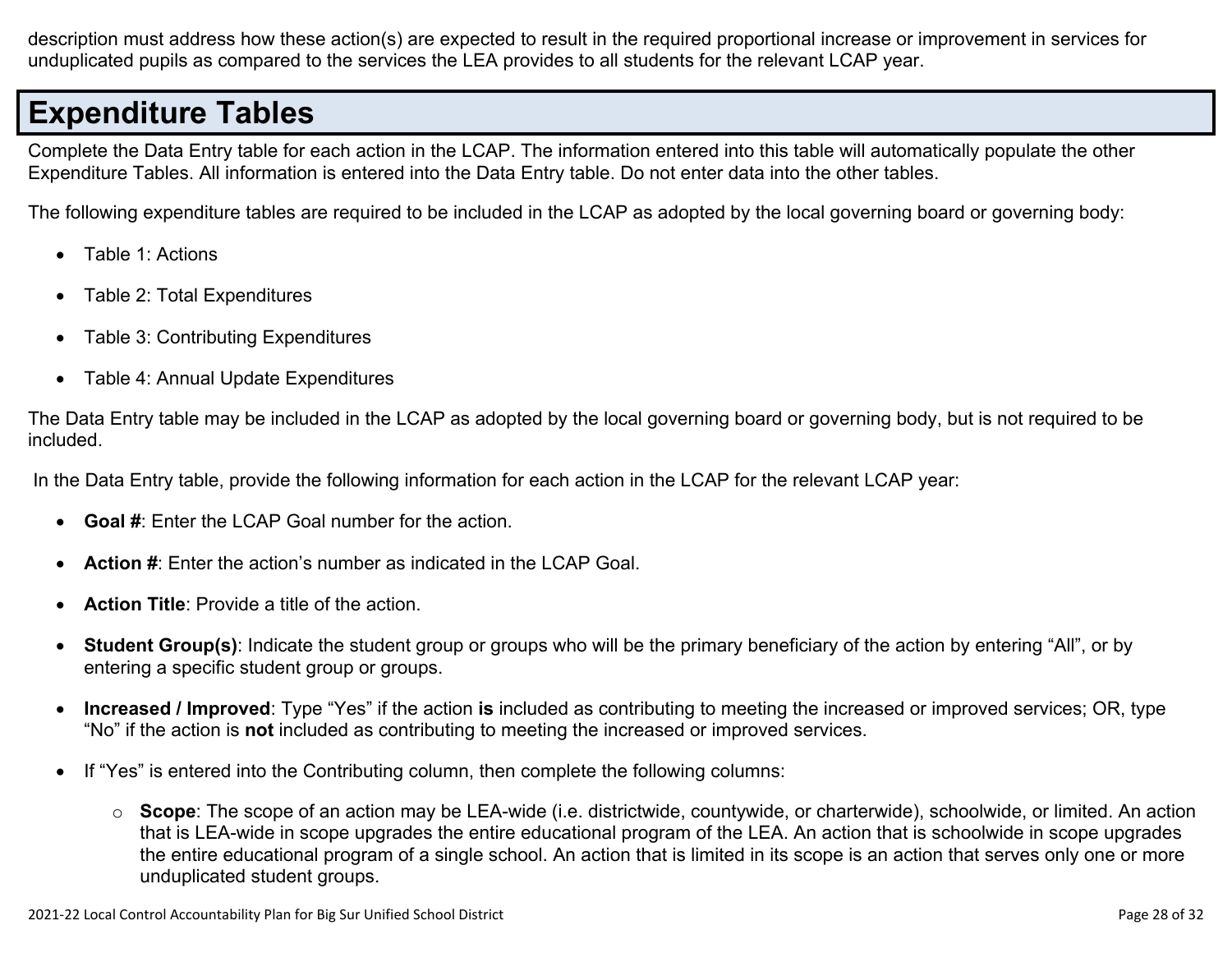description must address how these action(s) are expected to result in the required proportional increase or improvement in services for unduplicated pupils as compared to the services the LEA provides to all students for the relevant LCAP year.

# Expenditure Tables

Complete the Data Entry table for each action in the LCAP. The information entered into this table will automatically populate the other Expenditure Tables. All information is entered into the Data Entry table. Do not enter data into the other tables.

The following expenditure tables are required to be included in the LCAP as adopted by the local governing board or governing body:

- Table 1: Actions
- Table 2: Total Expenditures
- Table 3: Contributing Expenditures
- Table 4: Annual Update Expenditures

The Data Entry table may be included in the LCAP as adopted by the local governing board or governing body, but is not required to be included.

In the Data Entry table, provide the following information for each action in the LCAP for the relevant LCAP year:

- **Goal #**: Enter the LCAP Goal number for the action.
- **Action #**: Enter the action's number as indicated in the LCAP Goal.
- **Action Title**: Provide a title of the action.
- **Student Group(s)**: Indicate the student group or groups who will be the primary beneficiary of the action by entering "All", or by entering a specific student group or groups.
- **Increased / Improved**: Type "Yes" if the action **is** included as contributing to meeting the increased or improved services; OR, type "No" if the action is **not** included as contributing to meeting the increased or improved services.
- If "Yes" is entered into the Contributing column, then complete the following columns:
    - **Scope**: The scope of an action may be LEA-wide (i.e. districtwide, countywide, or charterwide), schoolwide, or limited. An action that is LEA-wide in scope upgrades the entire educational program of the LEA. An action that is schoolwide in scope upgrades the entire educational program of a single school. An action that is limited in its scope is an action that serves only one or more unduplicated student groups.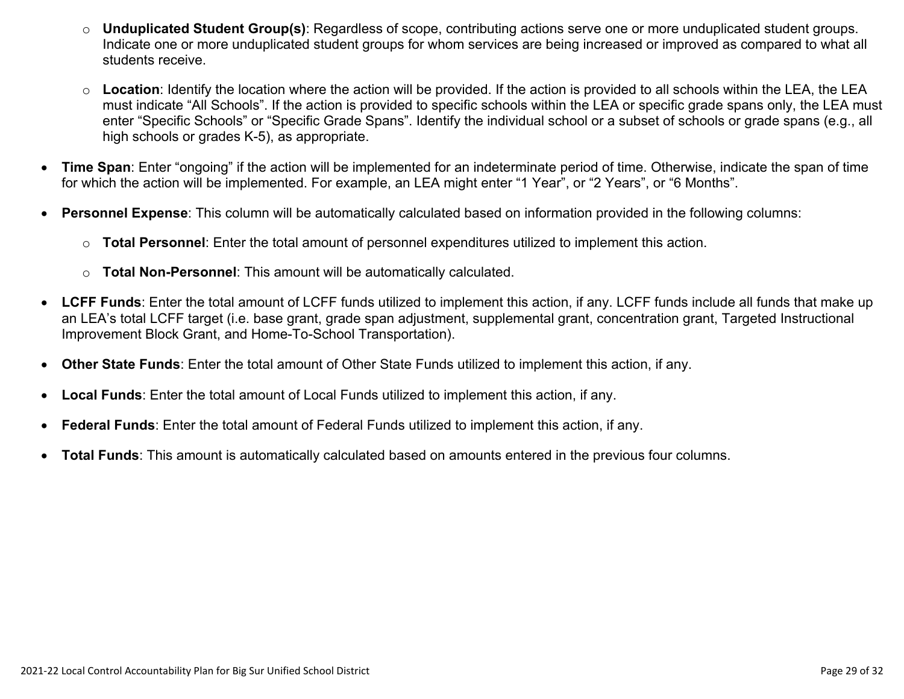- **Unduplicated Student Group(s)**: Regardless of scope, contributing actions serve one or more unduplicated student groups. Indicate one or more unduplicated student groups for whom services are being increased or improved as compared to what all students receive.
  - **Location**: Identify the location where the action will be provided. If the action is provided to all schools within the LEA, the LEA must indicate "All Schools". If the action is provided to specific schools within the LEA or specific grade spans only, the LEA must enter "Specific Schools" or "Specific Grade Spans". Identify the individual school or a subset of schools or grade spans (e.g., all high schools or grades K-5), as appropriate.
- **Time Span**: Enter "ongoing" if the action will be implemented for an indeterminate period of time. Otherwise, indicate the span of time for which the action will be implemented. For example, an LEA might enter "1 Year", or "2 Years", or "6 Months".
- **Personnel Expense**: This column will be automatically calculated based on information provided in the following columns:
  - **Total Personnel**: Enter the total amount of personnel expenditures utilized to implement this action.
  - **Total Non-Personnel**: This amount will be automatically calculated.
- **LCFF Funds**: Enter the total amount of LCFF funds utilized to implement this action, if any. LCFF funds include all funds that make up an LEA's total LCFF target (i.e. base grant, grade span adjustment, supplemental grant, concentration grant, Targeted Instructional Improvement Block Grant, and Home-To-School Transportation).
- **Other State Funds**: Enter the total amount of Other State Funds utilized to implement this action, if any.
- **Local Funds**: Enter the total amount of Local Funds utilized to implement this action, if any.
- **Federal Funds**: Enter the total amount of Federal Funds utilized to implement this action, if any.
- **Total Funds**: This amount is automatically calculated based on amounts entered in the previous four columns.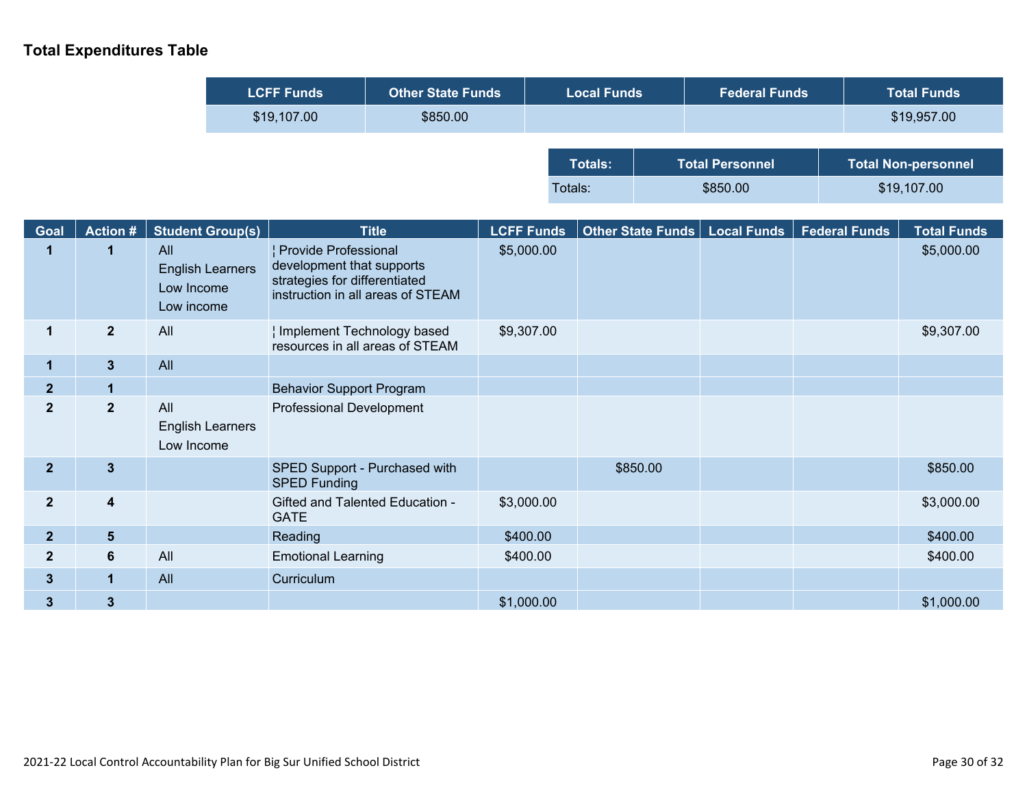## Total Expenditures Table

| LCFF Funds | Other State Funds | Local Funds | Federal Funds | Total Funds |
|---|---|---|---|---|
| $19,107.00 | $850.00 | | | $19,957.00 |

| Totals: | Total Personnel | Total Non-personnel |
|---|---|---|
| Totals: | $850.00 | $19,107.00 |

| Goal | Action # | Student Group(s) | Title | LCFF Funds | Other State Funds | Local Funds | Federal Funds | Total Funds |
|---|---|---|---|---|---|---|---|---|
| 1 | 1 | All<br>English Learners<br>Low Income<br>Low income | ¦ Provide Professional development that supports strategies for differentiated instruction in all areas of STEAM | $5,000.00 | | | | $5,000.00 |
| 1 | 2 | All | ¦ Implement Technology based resources in all areas of STEAM | $9,307.00 | | | | $9,307.00 |
| 1 | 3 | All | | | | | | |
| 2 | 1 | | Behavior Support Program | | | | | |
| 2 | 2 | All<br>English Learners<br>Low Income | Professional Development | | | | | |
| 2 | 3 | | SPED Support - Purchased with SPED Funding | | $850.00 | | | $850.00 |
| 2 | 4 | | Gifted and Talented Education - GATE | $3,000.00 | | | | $3,000.00 |
| 2 | 5 | | Reading | $400.00 | | | | $400.00 |
| 2 | 6 | All | Emotional Learning | $400.00 | | | | $400.00 |
| 3 | 1 | All | Curriculum | | | | | |
| 3 | 3 | | | $1,000.00 | | | | $1,000.00 |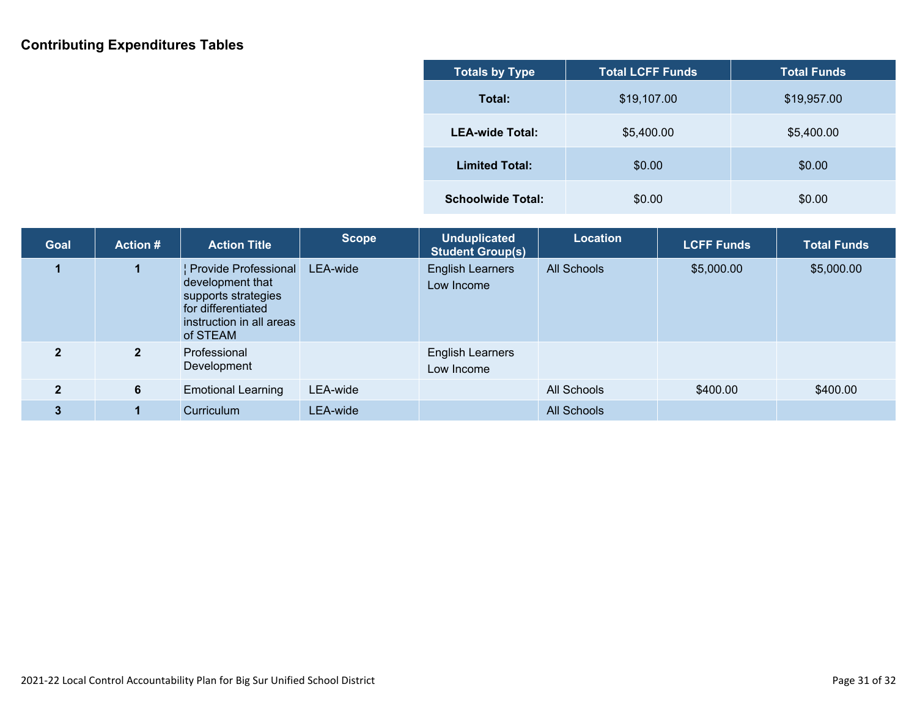## Contributing Expenditures Tables

| Totals by Type | Total LCFF Funds | Total Funds |
|---|---|---|
| **Total:** | $19,107.00 | $19,957.00 |
| **LEA-wide Total:** | $5,400.00 | $5,400.00 |
| **Limited Total:** | $0.00 | $0.00 |
| **Schoolwide Total:** | $0.00 | $0.00 |

| Goal | Action # | Action Title | Scope | Unduplicated Student Group(s) | Location | LCFF Funds | Total Funds |
|---|---|---|---|---|---|---|---|
| **1** | **1** | ¦ Provide Professional development that supports strategies for differentiated instruction in all areas of STEAM | LEA-wide | English Learners<br>Low Income | All Schools | $5,000.00 | $5,000.00 |
| **2** | **2** | Professional Development | | English Learners<br>Low Income | | | |
| **2** | **6** | Emotional Learning | LEA-wide | | All Schools | $400.00 | $400.00 |
| **3** | **1** | Curriculum | LEA-wide | | All Schools | | |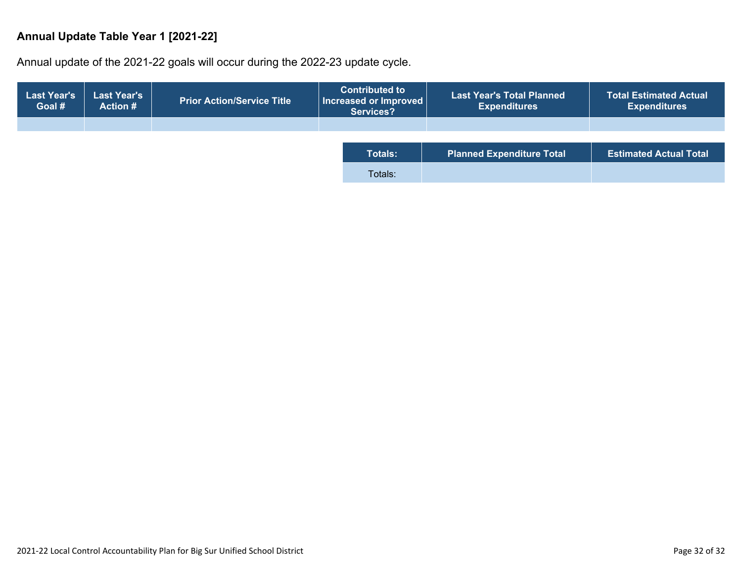## Annual Update Table Year 1 [2021-22]

Annual update of the 2021-22 goals will occur during the 2022-23 update cycle.

| Last Year's Goal # | Last Year's Action # | Prior Action/Service Title | Contributed to Increased or Improved Services? | Last Year's Total Planned Expenditures | Total Estimated Actual Expenditures |
|---|---|---|---|---|---|
| | | | | | |

| Totals: | Planned Expenditure Total | Estimated Actual Total |
|---|---|---|
| Totals: | | |